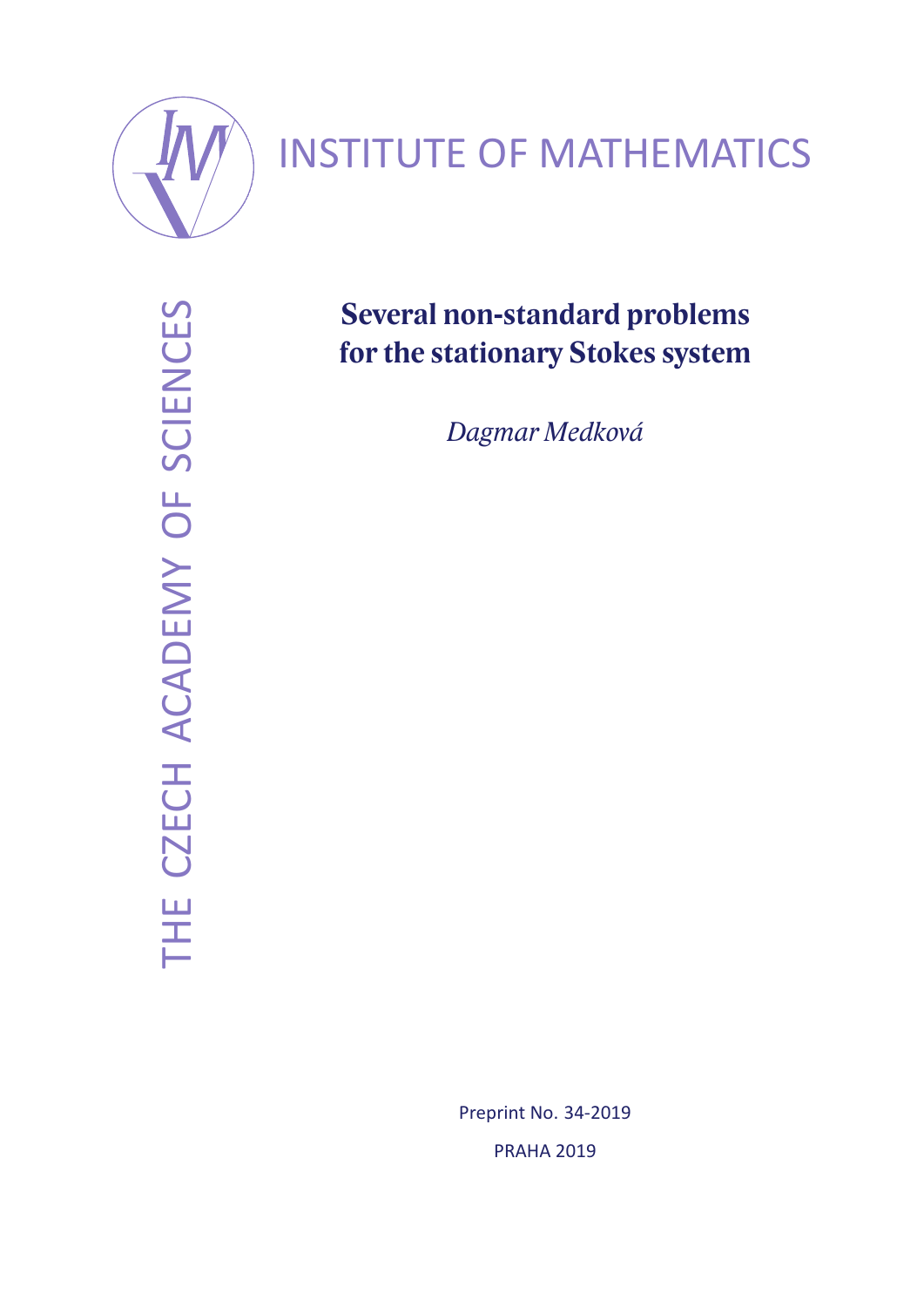INSTITUTE OF MATHEMATICS

THE CZECH ACADEMY OF SCIENCES

# Several non-standard problems for the stationary Stokes system

*Dagmar Medková*

Preprint No. 34-2019

PRAHA 2019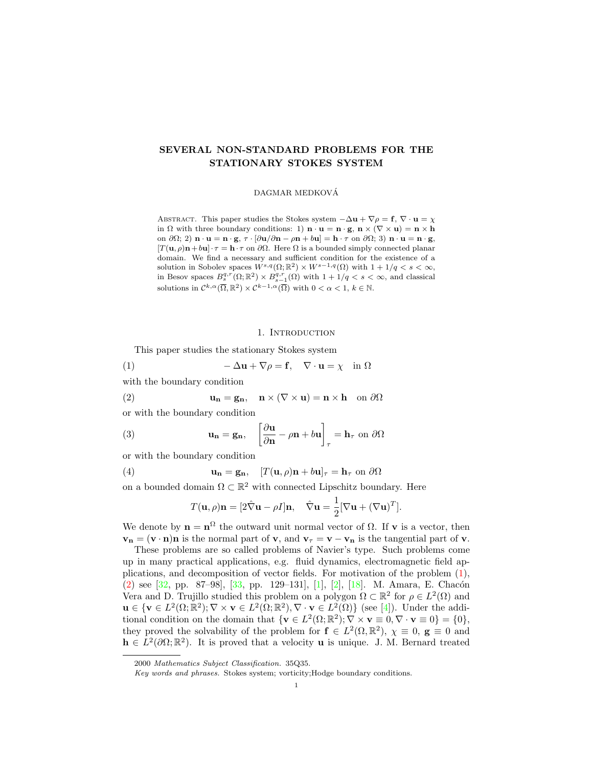# SEVERAL NON-STANDARD PROBLEMS FOR THE STATIONARY STOKES SYSTEM

DAGMAR MEDKOVÁ

Abstract. This paper studies the Stokes system $-\Delta \mathbf{u} + \nabla \rho = \mathbf{f}$, $\nabla \cdot \mathbf{u} = \chi$ in $\Omega$ with three boundary conditions: 1) $\mathbf{n} \cdot \mathbf{u} = \mathbf{n} \cdot \mathbf{g}$, $\mathbf{n} \times (\nabla \times \mathbf{u}) = \mathbf{n} \times \mathbf{h}$ on $\partial\Omega$; 2) $\mathbf{n} \cdot \mathbf{u} = \mathbf{n} \cdot \mathbf{g}$, $\tau \cdot [\partial \mathbf{u}/\partial \mathbf{n} - \rho \mathbf{n} + b\mathbf{u}] = \mathbf{h} \cdot \tau$ on $\partial\Omega$; 3) $\mathbf{n} \cdot \mathbf{u} = \mathbf{n} \cdot \mathbf{g}$, $[T(\mathbf{u}, \rho)\mathbf{n} + b\mathbf{u}] \cdot \tau = \mathbf{h} \cdot \tau$ on $\partial\Omega$. Here $\Omega$ is a bounded simply connected planar domain. We find a necessary and sufficient condition for the existence of a solution in Sobolev spaces $W^{s,q}(\Omega; \mathbb{R}^2) \times W^{s-1,q}(\Omega)$ with $1 + 1/q < s < \infty$, in Besov spaces $B^{q,r}_s(\Omega; \mathbb{R}^2) \times B^{q,r}_{s-1}(\Omega)$ with $1 + 1/q < s < \infty$, and classical solutions in $\mathcal{C}^{k,\alpha}(\overline{\Omega}, \mathbb{R}^2) \times \mathcal{C}^{k-1,\alpha}(\overline{\Omega})$ with $0 < \alpha < 1$, $k \in \mathbb{N}$.

## 1. Introduction

This paper studies the stationary Stokes system

$$-\Delta \mathbf{u} + \nabla \rho = \mathbf{f}, \quad \nabla \cdot \mathbf{u} = \chi \quad \text{in } \Omega \tag{1}$$

with the boundary condition

$$\mathbf{u_n} = \mathbf{g_n}, \quad \mathbf{n} \times (\nabla \times \mathbf{u}) = \mathbf{n} \times \mathbf{h} \quad \text{on } \partial\Omega \tag{2}$$

or with the boundary condition

$$\mathbf{u_n} = \mathbf{g_n}, \quad \left[\frac{\partial \mathbf{u}}{\partial \mathbf{n}} - \rho \mathbf{n} + b\mathbf{u}\right]_\tau = \mathbf{h}_\tau \text{ on } \partial\Omega \tag{3}$$

or with the boundary condition

$$\mathbf{u_n} = \mathbf{g_n}, \quad [T(\mathbf{u}, \rho)\mathbf{n} + b\mathbf{u}]_\tau = \mathbf{h}_\tau \text{ on } \partial\Omega \tag{4}$$

on a bounded domain $\Omega \subset \mathbb{R}^2$ with connected Lipschitz boundary. Here

$$T(\mathbf{u}, \rho)\mathbf{n} = [2\hat{\nabla}\mathbf{u} - \rho I]\mathbf{n}, \quad \hat{\nabla}\mathbf{u} = \frac{1}{2}[\nabla \mathbf{u} + (\nabla \mathbf{u})^T].$$

We denote by $\mathbf{n} = \mathbf{n}^\Omega$ the outward unit normal vector of $\Omega$. If $\mathbf{v}$ is a vector, then $\mathbf{v_n} = (\mathbf{v} \cdot \mathbf{n})\mathbf{n}$ is the normal part of $\mathbf{v}$, and $\mathbf{v}_\tau = \mathbf{v} - \mathbf{v_n}$ is the tangential part of $\mathbf{v}$.

These problems are so called problems of Navier's type. Such problems come up in many practical applications, e.g. fluid dynamics, electromagnetic field applications, and decomposition of vector fields. For motivation of the problem (1), (2) see [32, pp. 87–98], [33, pp. 129–131], [1], [2], [18]. M. Amara, E. Chacón Vera and D. Trujillo studied this problem on a polygon $\Omega \subset \mathbb{R}^2$ for $\rho \in L^2(\Omega)$ and $\mathbf{u} \in \{\mathbf{v} \in L^2(\Omega; \mathbb{R}^2); \nabla \times \mathbf{v} \in L^2(\Omega; \mathbb{R}^2), \nabla \cdot \mathbf{v} \in L^2(\Omega)\}$ (see [4]). Under the additional condition on the domain that $\{\mathbf{v} \in L^2(\Omega; \mathbb{R}^2); \nabla \times \mathbf{v} \equiv 0, \nabla \cdot \mathbf{v} \equiv 0\} = \{0\}$, they proved the solvability of the problem for $\mathbf{f} \in L^2(\Omega, \mathbb{R}^2)$, $\chi \equiv 0$, $\mathbf{g} \equiv 0$ and $\mathbf{h} \in L^2(\partial\Omega; \mathbb{R}^2)$. It is proved that a velocity $\mathbf{u}$ is unique. J. M. Bernard treated

2000 *Mathematics Subject Classification.* 35Q35.

*Key words and phrases.* Stokes system; vorticity;Hodge boundary conditions.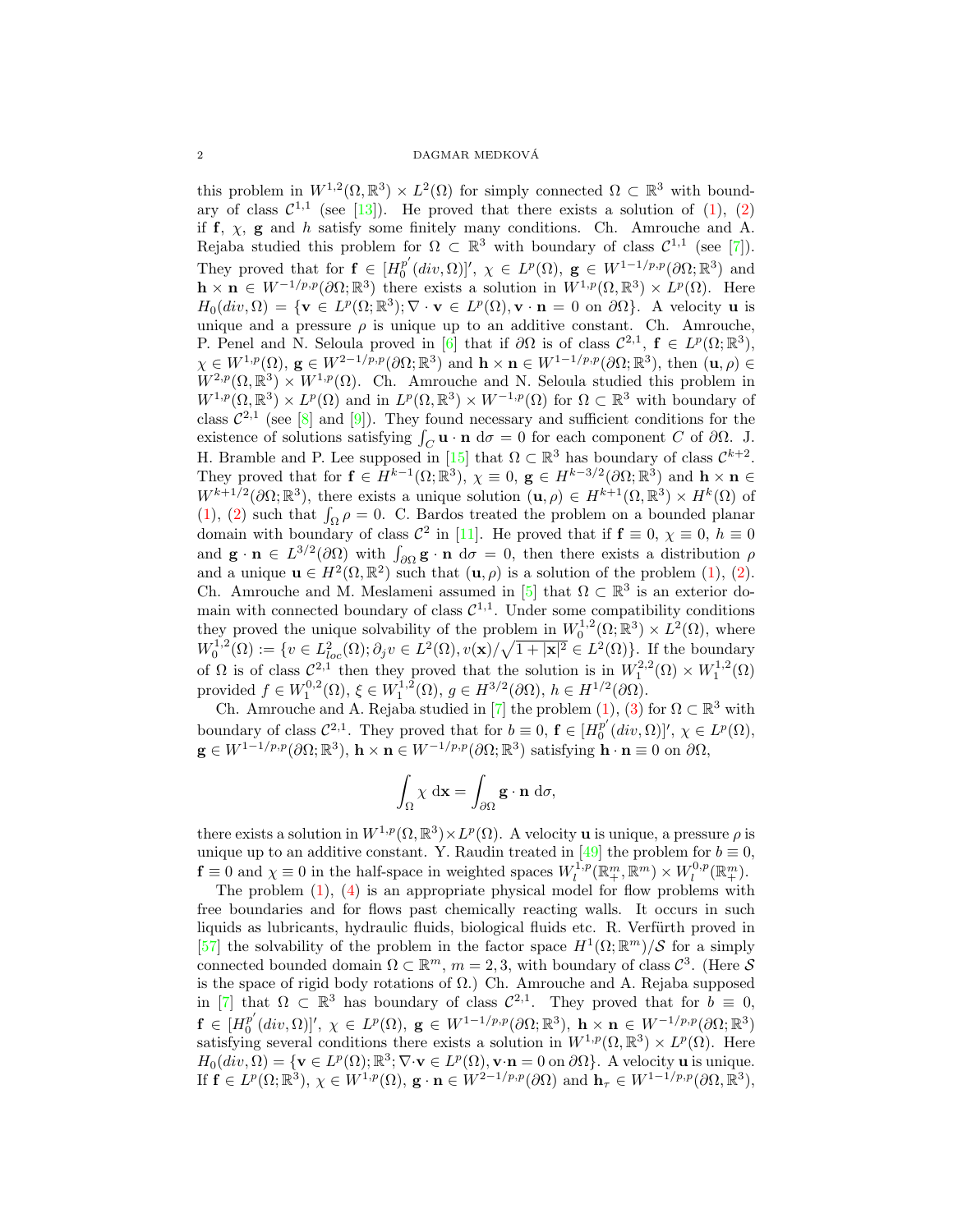this problem in $W^{1,2}(\Omega, \mathbb{R}^3) \times L^2(\Omega)$ for simply connected $\Omega \subset \mathbb{R}^3$ with boundary of class $\mathcal{C}^{1,1}$ (see [13]). He proved that there exists a solution of (1), (2) if $\mathbf{f}$, $\chi$, $\mathbf{g}$ and $h$ satisfy some finitely many conditions. Ch. Amrouche and A. Rejaba studied this problem for $\Omega \subset \mathbb{R}^3$ with boundary of class $\mathcal{C}^{1,1}$ (see [7]). They proved that for $\mathbf{f} \in [H_0^{p'}(div, \Omega)]'$, $\chi \in L^p(\Omega)$, $\mathbf{g} \in W^{1-1/p,p}(\partial\Omega; \mathbb{R}^3)$ and $\mathbf{h} \times \mathbf{n} \in W^{-1/p,p}(\partial\Omega; \mathbb{R}^3)$ there exists a solution in $W^{1,p}(\Omega, \mathbb{R}^3) \times L^p(\Omega)$. Here $H_0(div, \Omega) = \{\mathbf{v} \in L^p(\Omega; \mathbb{R}^3); \nabla \cdot \mathbf{v} \in L^p(\Omega), \mathbf{v} \cdot \mathbf{n} = 0 \text{ on } \partial\Omega\}$. A velocity $\mathbf{u}$ is unique and a pressure $\rho$ is unique up to an additive constant. Ch. Amrouche, P. Penel and N. Seloula proved in [6] that if $\partial\Omega$ is of class $\mathcal{C}^{2,1}$, $\mathbf{f} \in L^p(\Omega; \mathbb{R}^3)$, $\chi \in W^{1,p}(\Omega)$, $\mathbf{g} \in W^{2-1/p,p}(\partial\Omega; \mathbb{R}^3)$ and $\mathbf{h} \times \mathbf{n} \in W^{1-1/p,p}(\partial\Omega; \mathbb{R}^3)$, then $(\mathbf{u}, \rho) \in W^{2,p}(\Omega, \mathbb{R}^3) \times W^{1,p}(\Omega)$. Ch. Amrouche and N. Seloula studied this problem in $W^{1,p}(\Omega, \mathbb{R}^3) \times L^p(\Omega)$ and in $L^p(\Omega, \mathbb{R}^3) \times W^{-1,p}(\Omega)$ for $\Omega \subset \mathbb{R}^3$ with boundary of class $\mathcal{C}^{2,1}$ (see [8] and [9]). They found necessary and sufficient conditions for the existence of solutions satisfying $\int_C \mathbf{u} \cdot \mathbf{n} \, d\sigma = 0$ for each component $C$ of $\partial\Omega$. J. H. Bramble and P. Lee supposed in [15] that $\Omega \subset \mathbb{R}^3$ has boundary of class $\mathcal{C}^{k+2}$. They proved that for $\mathbf{f} \in H^{k-1}(\Omega; \mathbb{R}^3)$, $\chi \equiv 0$, $\mathbf{g} \in H^{k-3/2}(\partial\Omega; \mathbb{R}^3)$ and $\mathbf{h} \times \mathbf{n} \in W^{k+1/2}(\partial\Omega; \mathbb{R}^3)$, there exists a unique solution $(\mathbf{u}, \rho) \in H^{k+1}(\Omega, \mathbb{R}^3) \times H^k(\Omega)$ of (1), (2) such that $\int_\Omega \rho = 0$. C. Bardos treated the problem on a bounded planar domain with boundary of class $\mathcal{C}^2$ in [11]. He proved that if $\mathbf{f} \equiv 0$, $\chi \equiv 0$, $h \equiv 0$ and $\mathbf{g} \cdot \mathbf{n} \in L^{3/2}(\partial\Omega)$ with $\int_{\partial\Omega} \mathbf{g} \cdot \mathbf{n} \, d\sigma = 0$, then there exists a distribution $\rho$ and a unique $\mathbf{u} \in H^2(\Omega, \mathbb{R}^2)$ such that $(\mathbf{u}, \rho)$ is a solution of the problem (1), (2). Ch. Amrouche and M. Meslameni assumed in [5] that $\Omega \subset \mathbb{R}^3$ is an exterior domain with connected boundary of class $\mathcal{C}^{1,1}$. Under some compatibility conditions they proved the unique solvability of the problem in $W_0^{1,2}(\Omega; \mathbb{R}^3) \times L^2(\Omega)$, where $W_0^{1,2}(\Omega) := \{v \in L^2_{loc}(\Omega); \partial_j v \in L^2(\Omega), v(\mathbf{x})/\sqrt{1 + |\mathbf{x}|^2} \in L^2(\Omega)\}$. If the boundary of $\Omega$ is of class $\mathcal{C}^{2,1}$ then they proved that the solution is in $W_1^{2,2}(\Omega) \times W_1^{1,2}(\Omega)$ provided $f \in W_1^{0,2}(\Omega)$, $\xi \in W_1^{1,2}(\Omega)$, $g \in H^{3/2}(\partial\Omega)$, $h \in H^{1/2}(\partial\Omega)$.

Ch. Amrouche and A. Rejaba studied in [7] the problem (1), (3) for $\Omega \subset \mathbb{R}^3$ with boundary of class $\mathcal{C}^{2,1}$. They proved that for $b \equiv 0$, $\mathbf{f} \in [H_0^{p'}(div, \Omega)]'$, $\chi \in L^p(\Omega)$, $\mathbf{g} \in W^{1-1/p,p}(\partial\Omega; \mathbb{R}^3)$, $\mathbf{h} \times \mathbf{n} \in W^{-1/p,p}(\partial\Omega; \mathbb{R}^3)$ satisfying $\mathbf{h} \cdot \mathbf{n} \equiv 0$ on $\partial\Omega$,

$$\int_\Omega \chi \, d\mathbf{x} = \int_{\partial\Omega} \mathbf{g} \cdot \mathbf{n} \, d\sigma,$$

there exists a solution in $W^{1,p}(\Omega, \mathbb{R}^3) \times L^p(\Omega)$. A velocity $\mathbf{u}$ is unique, a pressure $\rho$ is unique up to an additive constant. Y. Raudin treated in [49] the problem for $b \equiv 0$, $\mathbf{f} \equiv 0$ and $\chi \equiv 0$ in the half-space in weighted spaces $W_l^{1,p}(\mathbb{R}^m_+, \mathbb{R}^m) \times W_l^{0,p}(\mathbb{R}^m_+)$.

The problem (1), (4) is an appropriate physical model for flow problems with free boundaries and for flows past chemically reacting walls. It occurs in such liquids as lubricants, hydraulic fluids, biological fluids etc. R. Verfürth proved in [57] the solvability of the problem in the factor space $H^1(\Omega; \mathbb{R}^m)/\mathcal{S}$ for a simply connected bounded domain $\Omega \subset \mathbb{R}^m$, $m = 2, 3$, with boundary of class $\mathcal{C}^3$. (Here $\mathcal{S}$ is the space of rigid body rotations of $\Omega$.) Ch. Amrouche and A. Rejaba supposed in [7] that $\Omega \subset \mathbb{R}^3$ has boundary of class $\mathcal{C}^{2,1}$. They proved that for $b \equiv 0$, $\mathbf{f} \in [H_0^{p'}(div, \Omega)]'$, $\chi \in L^p(\Omega)$, $\mathbf{g} \in W^{1-1/p,p}(\partial\Omega; \mathbb{R}^3)$, $\mathbf{h} \times \mathbf{n} \in W^{-1/p,p}(\partial\Omega; \mathbb{R}^3)$ satisfying several conditions there exists a solution in $W^{1,p}(\Omega, \mathbb{R}^3) \times L^p(\Omega)$. Here $H_0(div, \Omega) = \{\mathbf{v} \in L^p(\Omega); \mathbb{R}^3; \nabla \cdot \mathbf{v} \in L^p(\Omega), \mathbf{v} \cdot \mathbf{n} = 0 \text{ on } \partial\Omega\}$. A velocity $\mathbf{u}$ is unique. If $\mathbf{f} \in L^p(\Omega; \mathbb{R}^3)$, $\chi \in W^{1,p}(\Omega)$, $\mathbf{g} \cdot \mathbf{n} \in W^{2-1/p,p}(\partial\Omega)$ and $\mathbf{h}_\tau \in W^{1-1/p,p}(\partial\Omega, \mathbb{R}^3)$,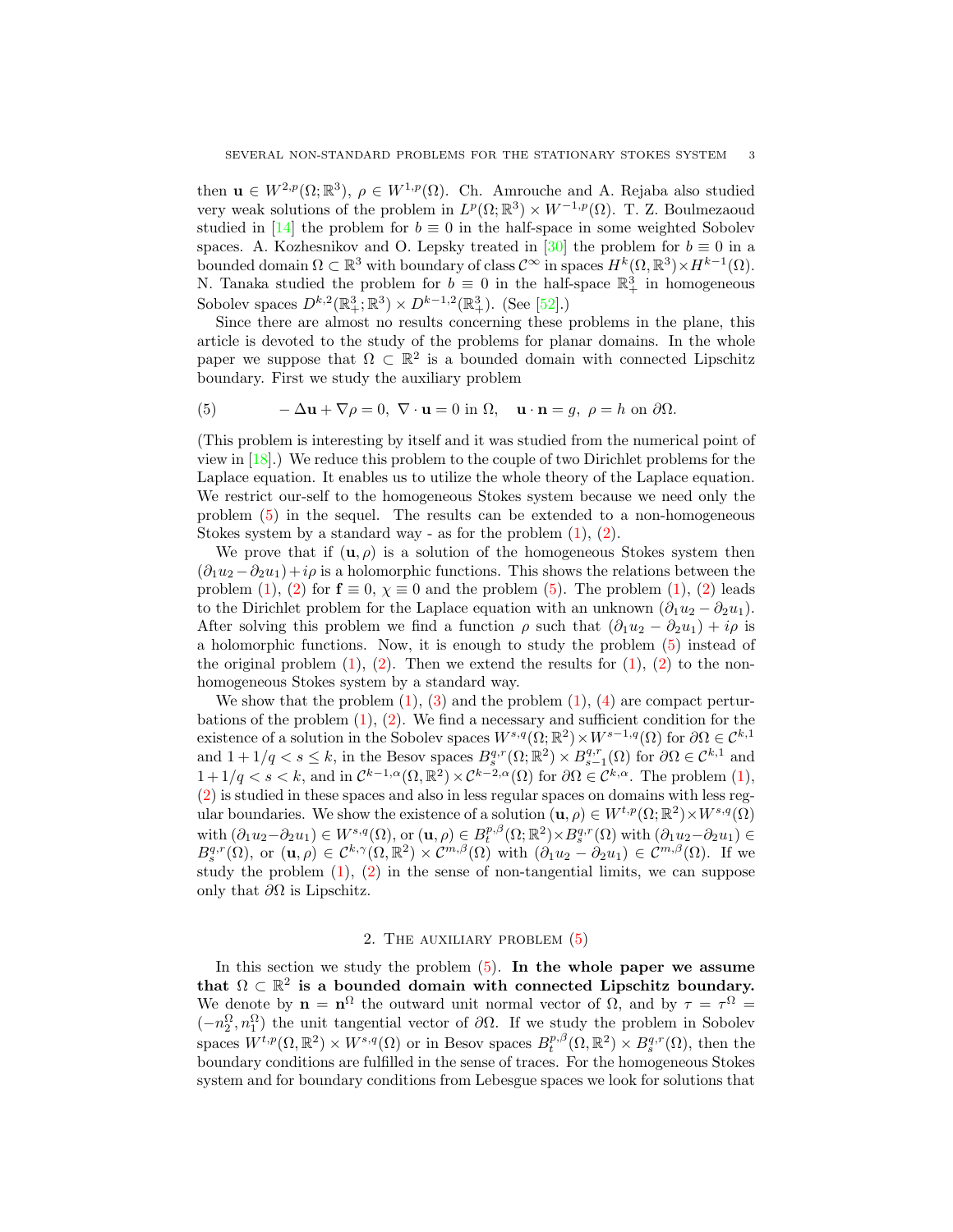then $\mathbf{u} \in W^{2,p}(\Omega;\mathbb{R}^3)$, $\rho \in W^{1,p}(\Omega)$. Ch. Amrouche and A. Rejaba also studied very weak solutions of the problem in $L^p(\Omega;\mathbb{R}^3) \times W^{-1,p}(\Omega)$. T. Z. Boulmezaoud studied in [14] the problem for $b \equiv 0$ in the half-space in some weighted Sobolev spaces. A. Kozhesnikov and O. Lepsky treated in [30] the problem for $b \equiv 0$ in a bounded domain $\Omega \subset \mathbb{R}^3$ with boundary of class $\mathcal{C}^\infty$ in spaces $H^k(\Omega,\mathbb{R}^3)\times H^{k-1}(\Omega)$. N. Tanaka studied the problem for $b \equiv 0$ in the half-space $\mathbb{R}^3_+$ in homogeneous Sobolev spaces $D^{k,2}(\mathbb{R}^3_+;\mathbb{R}^3) \times D^{k-1,2}(\mathbb{R}^3_+)$. (See [52].)

Since there are almost no results concerning these problems in the plane, this article is devoted to the study of the problems for planar domains. In the whole paper we suppose that $\Omega \subset \mathbb{R}^2$ is a bounded domain with connected Lipschitz boundary. First we study the auxiliary problem

$$-\Delta \mathbf{u} + \nabla \rho = 0,\ \nabla \cdot \mathbf{u} = 0 \text{ in } \Omega, \quad \mathbf{u}\cdot\mathbf{n} = g,\ \rho = h \text{ on } \partial\Omega. \tag{5}$$

(This problem is interesting by itself and it was studied from the numerical point of view in [18].) We reduce this problem to the couple of two Dirichlet problems for the Laplace equation. It enables us to utilize the whole theory of the Laplace equation. We restrict our-self to the homogeneous Stokes system because we need only the problem (5) in the sequel. The results can be extended to a non-homogeneous Stokes system by a standard way - as for the problem (1), (2).

We prove that if $(\mathbf{u},\rho)$ is a solution of the homogeneous Stokes system then $(\partial_1 u_2 - \partial_2 u_1) + i\rho$ is a holomorphic functions. This shows the relations between the problem (1), (2) for $\mathbf{f} \equiv 0$, $\chi \equiv 0$ and the problem (5). The problem (1), (2) leads to the Dirichlet problem for the Laplace equation with an unknown $(\partial_1 u_2 - \partial_2 u_1)$. After solving this problem we find a function $\rho$ such that $(\partial_1 u_2 - \partial_2 u_1) + i\rho$ is a holomorphic functions. Now, it is enough to study the problem (5) instead of the original problem (1), (2). Then we extend the results for (1), (2) to the non-homogeneous Stokes system by a standard way.

We show that the problem (1), (3) and the problem (1), (4) are compact perturbations of the problem (1), (2). We find a necessary and sufficient condition for the existence of a solution in the Sobolev spaces $W^{s,q}(\Omega;\mathbb{R}^2)\times W^{s-1,q}(\Omega)$ for $\partial\Omega \in \mathcal{C}^{k,1}$ and $1 + 1/q < s \le k$, in the Besov spaces $B^{q,r}_s(\Omega;\mathbb{R}^2) \times B^{q,r}_{s-1}(\Omega)$ for $\partial\Omega \in \mathcal{C}^{k,1}$ and $1 + 1/q < s < k$, and in $\mathcal{C}^{k-1,\alpha}(\Omega,\mathbb{R}^2)\times\mathcal{C}^{k-2,\alpha}(\Omega)$ for $\partial\Omega \in \mathcal{C}^{k,\alpha}$. The problem (1), (2) is studied in these spaces and also in less regular spaces on domains with less regular boundaries. We show the existence of a solution $(\mathbf{u},\rho) \in W^{t,p}(\Omega;\mathbb{R}^2)\times W^{s,q}(\Omega)$ with $(\partial_1 u_2 - \partial_2 u_1) \in W^{s,q}(\Omega)$, or $(\mathbf{u},\rho) \in B^{p,\beta}_t(\Omega;\mathbb{R}^2)\times B^{q,r}_s(\Omega)$ with $(\partial_1 u_2 - \partial_2 u_1) \in B^{q,r}_s(\Omega)$, or $(\mathbf{u},\rho) \in \mathcal{C}^{k,\gamma}(\Omega,\mathbb{R}^2) \times \mathcal{C}^{m,\beta}(\Omega)$ with $(\partial_1 u_2 - \partial_2 u_1) \in \mathcal{C}^{m,\beta}(\Omega)$. If we study the problem (1), (2) in the sense of non-tangential limits, we can suppose only that $\partial\Omega$ is Lipschitz.

## 2. The auxiliary problem (5)

In this section we study the problem (5). **In the whole paper we assume that $\Omega \subset \mathbb{R}^2$ is a bounded domain with connected Lipschitz boundary.** We denote by $\mathbf{n} = \mathbf{n}^\Omega$ the outward unit normal vector of $\Omega$, and by $\tau = \tau^\Omega = (-n_2^\Omega, n_1^\Omega)$ the unit tangential vector of $\partial\Omega$. If we study the problem in Sobolev spaces $W^{t,p}(\Omega,\mathbb{R}^2)\times W^{s,q}(\Omega)$ or in Besov spaces $B^{p,\beta}_t(\Omega,\mathbb{R}^2)\times B^{q,r}_s(\Omega)$, then the boundary conditions are fulfilled in the sense of traces. For the homogeneous Stokes system and for boundary conditions from Lebesgue spaces we look for solutions that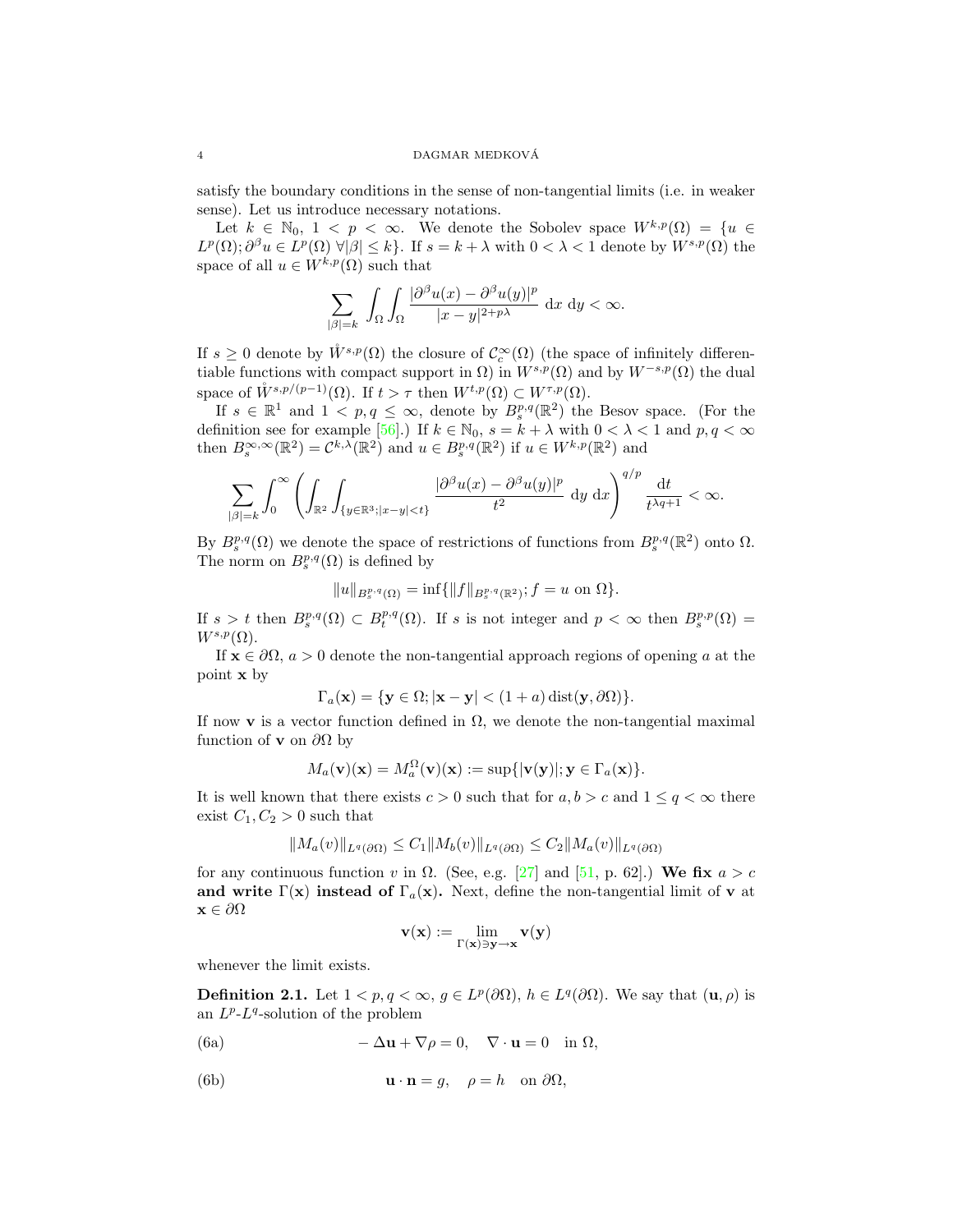satisfy the boundary conditions in the sense of non-tangential limits (i.e. in weaker sense). Let us introduce necessary notations.

Let $k \in \mathbb{N}_0$, $1 < p < \infty$. We denote the Sobolev space $W^{k,p}(\Omega) = \{u \in L^p(\Omega); \partial^\beta u \in L^p(\Omega)\ \forall |\beta| \le k\}$. If $s = k + \lambda$ with $0 < \lambda < 1$ denote by $W^{s,p}(\Omega)$ the space of all $u \in W^{k,p}(\Omega)$ such that

$$\sum_{|\beta|=k} \int_\Omega \int_\Omega \frac{|\partial^\beta u(x) - \partial^\beta u(y)|^p}{|x-y|^{2+p\lambda}}\ \mathrm{d}x\ \mathrm{d}y < \infty.$$

If $s \ge 0$ denote by $\mathring{W}^{s,p}(\Omega)$ the closure of $\mathcal{C}_c^\infty(\Omega)$ (the space of infinitely differentiable functions with compact support in $\Omega$) in $W^{s,p}(\Omega)$ and by $W^{-s,p}(\Omega)$ the dual space of $\mathring{W}^{s,p/(p-1)}(\Omega)$. If $t > \tau$ then $W^{t,p}(\Omega) \subset W^{\tau,p}(\Omega)$.

If $s \in \mathbb{R}^1$ and $1 < p, q \le \infty$, denote by $B_s^{p,q}(\mathbb{R}^2)$ the Besov space. (For the definition see for example [56].) If $k \in \mathbb{N}_0$, $s = k + \lambda$ with $0 < \lambda < 1$ and $p, q < \infty$ then $B_s^{\infty,\infty}(\mathbb{R}^2) = \mathcal{C}^{k,\lambda}(\mathbb{R}^2)$ and $u \in B_s^{p,q}(\mathbb{R}^2)$ if $u \in W^{k,p}(\mathbb{R}^2)$ and

$$\sum_{|\beta|=k} \int_0^\infty \left( \int_{\mathbb{R}^2} \int_{\{y \in \mathbb{R}^3; |x-y|<t\}} \frac{|\partial^\beta u(x) - \partial^\beta u(y)|^p}{t^2}\ \mathrm{d}y\ \mathrm{d}x \right)^{q/p} \frac{\mathrm{d}t}{t^{\lambda q + 1}} < \infty.$$

By $B_s^{p,q}(\Omega)$ we denote the space of restrictions of functions from $B_s^{p,q}(\mathbb{R}^2)$ onto $\Omega$. The norm on $B_s^{p,q}(\Omega)$ is defined by

$$\|u\|_{B_s^{p,q}(\Omega)} = \inf\{\|f\|_{B_s^{p,q}(\mathbb{R}^2)}; f = u \text{ on } \Omega\}.$$

If $s > t$ then $B_s^{p,q}(\Omega) \subset B_t^{p,q}(\Omega)$. If $s$ is not integer and $p < \infty$ then $B_s^{p,p}(\Omega) = W^{s,p}(\Omega)$.

If $\mathbf{x} \in \partial\Omega$, $a > 0$ denote the non-tangential approach regions of opening $a$ at the point $\mathbf{x}$ by

$$\Gamma_a(\mathbf{x}) = \{\mathbf{y} \in \Omega; |\mathbf{x} - \mathbf{y}| < (1+a)\operatorname{dist}(\mathbf{y}, \partial\Omega)\}.$$

If now $\mathbf{v}$ is a vector function defined in $\Omega$, we denote the non-tangential maximal function of $\mathbf{v}$ on $\partial\Omega$ by

$$M_a(\mathbf{v})(\mathbf{x}) = M_a^\Omega(\mathbf{v})(\mathbf{x}) := \sup\{|\mathbf{v}(\mathbf{y})|; \mathbf{y} \in \Gamma_a(\mathbf{x})\}.$$

It is well known that there exists $c > 0$ such that for $a, b > c$ and $1 \le q < \infty$ there exist $C_1, C_2 > 0$ such that

$$\|M_a(v)\|_{L^q(\partial\Omega)} \le C_1 \|M_b(v)\|_{L^q(\partial\Omega)} \le C_2 \|M_a(v)\|_{L^q(\partial\Omega)}$$

for any continuous function $v$ in $\Omega$. (See, e.g. [27] and [51, p. 62].) **We fix $a > c$ and write $\Gamma(\mathbf{x})$ instead of $\Gamma_a(\mathbf{x})$.** Next, define the non-tangential limit of $\mathbf{v}$ at $\mathbf{x} \in \partial\Omega$

$$\mathbf{v}(\mathbf{x}) := \lim_{\Gamma(\mathbf{x}) \ni \mathbf{y} \to \mathbf{x}} \mathbf{v}(\mathbf{y})$$

whenever the limit exists.

**Definition 2.1.** Let $1 < p, q < \infty$, $g \in L^p(\partial\Omega)$, $h \in L^q(\partial\Omega)$. We say that $(\mathbf{u}, \rho)$ is an $L^p$-$L^q$-solution of the problem

$$-\Delta \mathbf{u} + \nabla \rho = 0, \quad \nabla \cdot \mathbf{u} = 0 \quad \text{in } \Omega, \tag{6a}$$

$$\mathbf{u} \cdot \mathbf{n} = g, \quad \rho = h \quad \text{on } \partial\Omega, \tag{6b}$$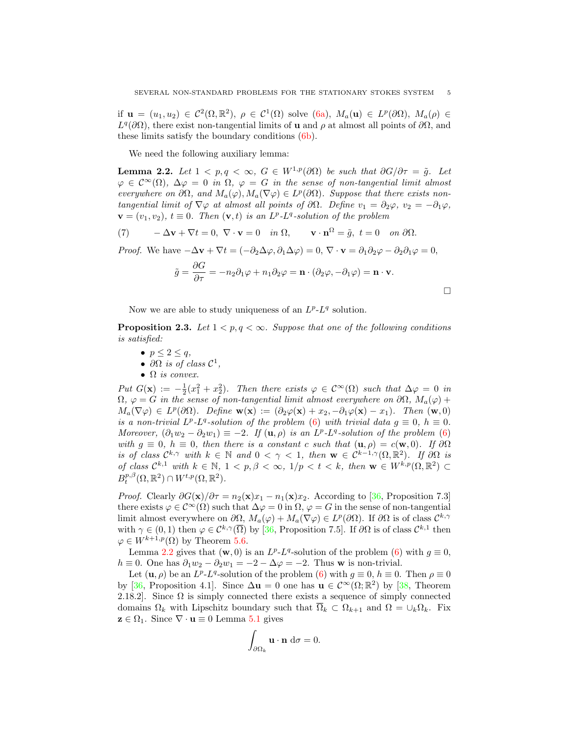if $\mathbf{u} = (u_1, u_2) \in \mathcal{C}^2(\Omega, \mathbb{R}^2)$, $\rho \in \mathcal{C}^1(\Omega)$ solve (6a), $M_a(\mathbf{u}) \in L^p(\partial\Omega)$, $M_a(\rho) \in L^q(\partial\Omega)$, there exist non-tangential limits of $\mathbf{u}$ and $\rho$ at almost all points of $\partial\Omega$, and these limits satisfy the boundary conditions (6b).

We need the following auxiliary lemma:

**Lemma 2.2.** *Let $1 < p, q < \infty$, $G \in W^{1,p}(\partial\Omega)$ be such that $\partial G/\partial\tau = \tilde{g}$. Let $\varphi \in \mathcal{C}^\infty(\Omega)$, $\Delta\varphi = 0$ in $\Omega$, $\varphi = G$ in the sense of non-tangential limit almost everywhere on $\partial\Omega$, and $M_a(\varphi), M_a(\nabla\varphi) \in L^p(\partial\Omega)$. Suppose that there exists non-tangential limit of $\nabla\varphi$ at almost all points of $\partial\Omega$. Define $v_1 = \partial_2\varphi$, $v_2 = -\partial_1\varphi$, $\mathbf{v} = (v_1, v_2)$, $t \equiv 0$. Then $(\mathbf{v}, t)$ is an $L^p$-$L^q$-solution of the problem*

$$(7) \qquad -\Delta\mathbf{v} + \nabla t = 0,\ \nabla\cdot\mathbf{v} = 0 \quad \text{in } \Omega, \qquad \mathbf{v}\cdot\mathbf{n}^\Omega = \tilde{g},\ t = 0 \quad \text{on } \partial\Omega.$$

*Proof.* We have $-\Delta\mathbf{v} + \nabla t = (-\partial_2\Delta\varphi, \partial_1\Delta\varphi) = 0$, $\nabla\cdot\mathbf{v} = \partial_1\partial_2\varphi - \partial_2\partial_1\varphi = 0$,

$$\tilde{g} = \frac{\partial G}{\partial\tau} = -n_2\partial_1\varphi + n_1\partial_2\varphi = \mathbf{n}\cdot(\partial_2\varphi, -\partial_1\varphi) = \mathbf{n}\cdot\mathbf{v}.$$

□

Now we are able to study uniqueness of an $L^p$-$L^q$ solution.

**Proposition 2.3.** *Let $1 < p, q < \infty$. Suppose that one of the following conditions is satisfied:*

- *$p \le 2 \le q$,*
- *$\partial\Omega$ is of class $\mathcal{C}^1$,*
- *$\Omega$ is convex.*

*Put $G(\mathbf{x}) := -\frac{1}{2}(x_1^2 + x_2^2)$. Then there exists $\varphi \in \mathcal{C}^\infty(\Omega)$ such that $\Delta\varphi = 0$ in $\Omega$, $\varphi = G$ in the sense of non-tangential limit almost everywhere on $\partial\Omega$, $M_a(\varphi) + M_a(\nabla\varphi) \in L^p(\partial\Omega)$. Define $\mathbf{w}(\mathbf{x}) := (\partial_2\varphi(\mathbf{x}) + x_2, -\partial_1\varphi(\mathbf{x}) - x_1)$. Then $(\mathbf{w}, 0)$ is a non-trivial $L^p$-$L^q$-solution of the problem (6) with trivial data $g \equiv 0$, $h \equiv 0$. Moreover, $(\partial_1 w_2 - \partial_2 w_1) \equiv -2$. If $(\mathbf{u}, \rho)$ is an $L^p$-$L^q$-solution of the problem (6) with $g \equiv 0$, $h \equiv 0$, then there is a constant $c$ such that $(\mathbf{u}, \rho) = c(\mathbf{w}, 0)$. If $\partial\Omega$ is of class $\mathcal{C}^{k,\gamma}$ with $k \in \mathbb{N}$ and $0 < \gamma < 1$, then $\mathbf{w} \in \mathcal{C}^{k-1,\gamma}(\overline{\Omega}, \mathbb{R}^2)$. If $\partial\Omega$ is of class $\mathcal{C}^{k,1}$ with $k \in \mathbb{N}$, $1 < p, \beta < \infty$, $1/p < t < k$, then $\mathbf{w} \in W^{k,p}(\Omega, \mathbb{R}^2) \subset B_t^{p,\beta}(\Omega, \mathbb{R}^2) \cap W^{t,p}(\Omega, \mathbb{R}^2)$.*

*Proof.* Clearly $\partial G(\mathbf{x})/\partial\tau = n_2(\mathbf{x})x_1 - n_1(\mathbf{x})x_2$. According to [36, Proposition 7.3] there exists $\varphi \in \mathcal{C}^\infty(\Omega)$ such that $\Delta\varphi = 0$ in $\Omega$, $\varphi = G$ in the sense of non-tangential limit almost everywhere on $\partial\Omega$, $M_a(\varphi) + M_a(\nabla\varphi) \in L^p(\partial\Omega)$. If $\partial\Omega$ is of class $\mathcal{C}^{k,\gamma}$ with $\gamma \in (0,1)$ then $\varphi \in \mathcal{C}^{k,\gamma}(\overline{\Omega})$ by [36, Proposition 7.5]. If $\partial\Omega$ is of class $\mathcal{C}^{k,1}$ then $\varphi \in W^{k+1,p}(\Omega)$ by Theorem 5.6.

Lemma 2.2 gives that $(\mathbf{w}, 0)$ is an $L^p$-$L^q$-solution of the problem (6) with $g \equiv 0$, $h \equiv 0$. One has $\partial_1 w_2 - \partial_2 w_1 = -2 - \Delta\varphi = -2$. Thus $\mathbf{w}$ is non-trivial.

Let $(\mathbf{u}, \rho)$ be an $L^p$-$L^q$-solution of the problem (6) with $g \equiv 0$, $h \equiv 0$. Then $\rho \equiv 0$ by [36, Proposition 4.1]. Since $\Delta\mathbf{u} = 0$ one has $\mathbf{u} \in \mathcal{C}^\infty(\Omega; \mathbb{R}^2)$ by [38, Theorem 2.18.2]. Since $\Omega$ is simply connected there exists a sequence of simply connected domains $\Omega_k$ with Lipschitz boundary such that $\overline{\Omega}_k \subset \Omega_{k+1}$ and $\Omega = \cup_k \Omega_k$. Fix $\mathbf{z} \in \Omega_1$. Since $\nabla\cdot\mathbf{u} \equiv 0$ Lemma 5.1 gives

$$\int_{\partial\Omega_k} \mathbf{u}\cdot\mathbf{n}\ \mathrm{d}\sigma = 0.$$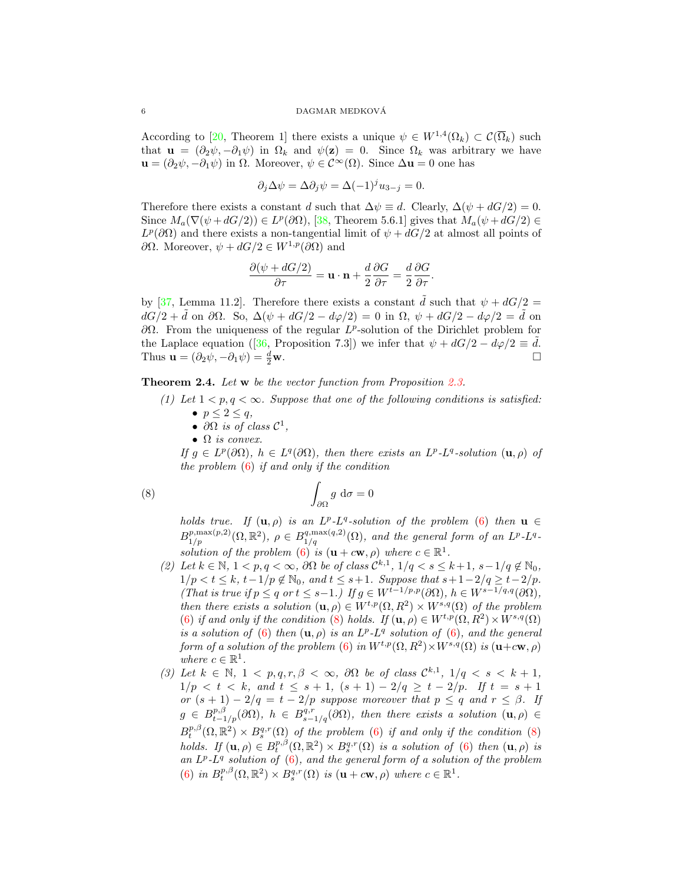According to [20, Theorem 1] there exists a unique $\psi \in W^{1,4}(\Omega_k) \subset \mathcal{C}(\overline{\Omega}_k)$ such that $\mathbf{u} = (\partial_2\psi, -\partial_1\psi)$ in $\Omega_k$ and $\psi(\mathbf{z}) = 0$. Since $\Omega_k$ was arbitrary we have $\mathbf{u} = (\partial_2\psi, -\partial_1\psi)$ in $\Omega$. Moreover, $\psi \in \mathcal{C}^\infty(\Omega)$. Since $\Delta\mathbf{u} = 0$ one has

$$\partial_j \Delta\psi = \Delta\partial_j\psi = \Delta(-1)^j u_{3-j} = 0.$$

Therefore there exists a constant $d$ such that $\Delta\psi \equiv d$. Clearly, $\Delta(\psi + dG/2) = 0$. Since $M_a(\nabla(\psi + dG/2)) \in L^p(\partial\Omega)$, [38, Theorem 5.6.1] gives that $M_a(\psi + dG/2) \in L^p(\partial\Omega)$ and there exists a non-tangential limit of $\psi + dG/2$ at almost all points of $\partial\Omega$. Moreover, $\psi + dG/2 \in W^{1,p}(\partial\Omega)$ and

$$\frac{\partial(\psi + dG/2)}{\partial\tau} = \mathbf{u}\cdot\mathbf{n} + \frac{d}{2}\frac{\partial G}{\partial\tau} = \frac{d}{2}\frac{\partial G}{\partial\tau}.$$

by [37, Lemma 11.2]. Therefore there exists a constant $\tilde{d}$ such that $\psi + dG/2 = dG/2 + \tilde{d}$ on $\partial\Omega$. So, $\Delta(\psi + dG/2 - d\varphi/2) = 0$ in $\Omega$, $\psi + dG/2 - d\varphi/2 = \tilde{d}$ on $\partial\Omega$. From the uniqueness of the regular $L^p$-solution of the Dirichlet problem for the Laplace equation ([36, Proposition 7.3]) we infer that $\psi + dG/2 - d\varphi/2 \equiv \tilde{d}$. Thus $\mathbf{u} = (\partial_2\psi, -\partial_1\psi) = \frac{d}{2}\mathbf{w}$. $\square$

**Theorem 2.4.** *Let $\mathbf{w}$ be the vector function from Proposition 2.3.*

1. *Let $1 < p, q < \infty$. Suppose that one of the following conditions is satisfied:*
   - *$p \le 2 \le q$,*
   - *$\partial\Omega$ is of class $\mathcal{C}^1$,*
   - *$\Omega$ is convex.*

   *If $g \in L^p(\partial\Omega)$, $h \in L^q(\partial\Omega)$, then there exists an $L^p$-$L^q$-solution $(\mathbf{u}, \rho)$ of the problem (6) if and only if the condition*

$$\int_{\partial\Omega} g \, \mathrm{d}\sigma = 0 \tag{8}$$

   *holds true. If $(\mathbf{u}, \rho)$ is an $L^p$-$L^q$-solution of the problem (6) then $\mathbf{u} \in B^{p,\max(p,2)}_{1/p}(\Omega, \mathbb{R}^2)$, $\rho \in B^{q,\max(q,2)}_{1/q}(\Omega)$, and the general form of an $L^p$-$L^q$-solution of the problem (6) is $(\mathbf{u} + c\mathbf{w}, \rho)$ where $c \in \mathbb{R}^1$.*

2. *Let $k \in \mathbb{N}$, $1 < p, q < \infty$, $\partial\Omega$ be of class $\mathcal{C}^{k,1}$, $1/q < s \le k+1$, $s - 1/q \notin \mathbb{N}_0$, $1/p < t \le k$, $t - 1/p \notin \mathbb{N}_0$, and $t \le s+1$. Suppose that $s + 1 - 2/q \ge t - 2/p$. (That is true if $p \le q$ or $t \le s - 1$.) If $g \in W^{t-1/p,p}(\partial\Omega)$, $h \in W^{s-1/q,q}(\partial\Omega)$, then there exists a solution $(\mathbf{u}, \rho) \in W^{t,p}(\Omega, R^2) \times W^{s,q}(\Omega)$ of the problem (6) if and only if the condition (8) holds. If $(\mathbf{u}, \rho) \in W^{t,p}(\Omega, R^2) \times W^{s,q}(\Omega)$ is a solution of (6) then $(\mathbf{u}, \rho)$ is an $L^p$-$L^q$ solution of (6), and the general form of a solution of the problem (6) in $W^{t,p}(\Omega, R^2) \times W^{s,q}(\Omega)$ is $(\mathbf{u} + c\mathbf{w}, \rho)$ where $c \in \mathbb{R}^1$.*

3. *Let $k \in \mathbb{N}$, $1 < p, q, r, \beta < \infty$, $\partial\Omega$ be of class $\mathcal{C}^{k,1}$, $1/q < s < k+1$, $1/p < t < k$, and $t \le s+1$, $(s+1) - 2/q \ge t - 2/p$. If $t = s+1$ or $(s+1) - 2/q = t - 2/p$ suppose moreover that $p \le q$ and $r \le \beta$. If $g \in B^{p,\beta}_{t-1/p}(\partial\Omega)$, $h \in B^{q,r}_{s-1/q}(\partial\Omega)$, then there exists a solution $(\mathbf{u}, \rho) \in B^{p,\beta}_t(\Omega, \mathbb{R}^2) \times B^{q,r}_s(\Omega)$ of the problem (6) if and only if the condition (8) holds. If $(\mathbf{u}, \rho) \in B^{p,\beta}_t(\Omega, \mathbb{R}^2) \times B^{q,r}_s(\Omega)$ is a solution of (6) then $(\mathbf{u}, \rho)$ is an $L^p$-$L^q$ solution of (6), and the general form of a solution of the problem (6) in $B^{p,\beta}_t(\Omega, \mathbb{R}^2) \times B^{q,r}_s(\Omega)$ is $(\mathbf{u} + c\mathbf{w}, \rho)$ where $c \in \mathbb{R}^1$.*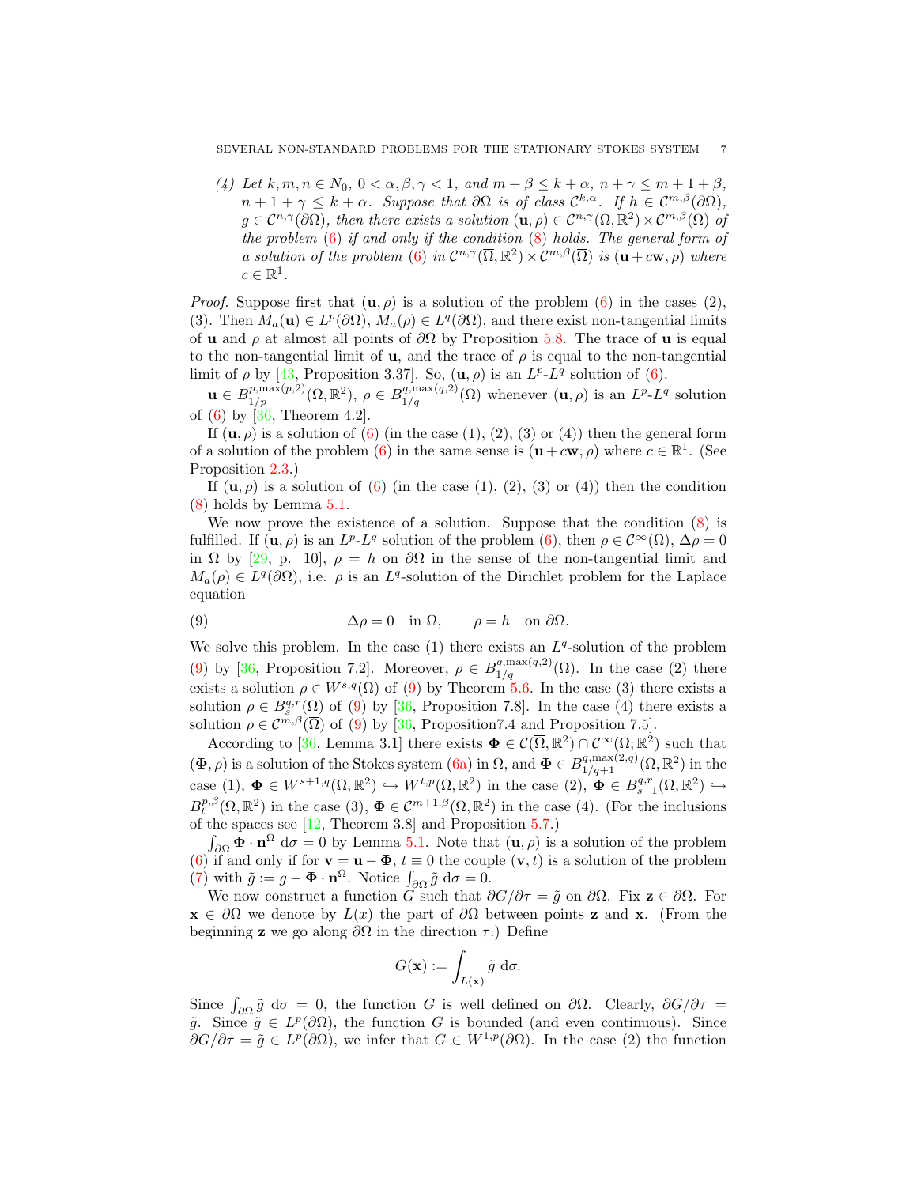*(4) Let $k, m, n \in N_0$, $0 < \alpha, \beta, \gamma < 1$, and $m + \beta \leq k + \alpha$, $n + \gamma \leq m + 1 + \beta$, $n + 1 + \gamma \leq k + \alpha$. Suppose that $\partial\Omega$ is of class $\mathcal{C}^{k,\alpha}$. If $h \in \mathcal{C}^{m,\beta}(\partial\Omega)$, $g \in \mathcal{C}^{n,\gamma}(\partial\Omega)$, then there exists a solution $(\mathbf{u}, \rho) \in \mathcal{C}^{n,\gamma}(\overline{\Omega}, \mathbb{R}^2) \times \mathcal{C}^{m,\beta}(\overline{\Omega})$ of the problem (6) if and only if the condition (8) holds. The general form of a solution of the problem (6) in $\mathcal{C}^{n,\gamma}(\overline{\Omega}, \mathbb{R}^2) \times \mathcal{C}^{m,\beta}(\overline{\Omega})$ is $(\mathbf{u} + c\mathbf{w}, \rho)$ where $c \in \mathbb{R}^1$.*

*Proof.* Suppose first that $(\mathbf{u}, \rho)$ is a solution of the problem (6) in the cases (2), (3). Then $M_a(\mathbf{u}) \in L^p(\partial\Omega)$, $M_a(\rho) \in L^q(\partial\Omega)$, and there exist non-tangential limits of $\mathbf{u}$ and $\rho$ at almost all points of $\partial\Omega$ by Proposition 5.8. The trace of $\mathbf{u}$ is equal to the non-tangential limit of $\mathbf{u}$, and the trace of $\rho$ is equal to the non-tangential limit of $\rho$ by [43, Proposition 3.37]. So, $(\mathbf{u}, \rho)$ is an $L^p$-$L^q$ solution of (6).

$\mathbf{u} \in B^{p,\max(p,2)}_{1/p}(\Omega, \mathbb{R}^2)$, $\rho \in B^{q,\max(q,2)}_{1/q}(\Omega)$ whenever $(\mathbf{u}, \rho)$ is an $L^p$-$L^q$ solution of (6) by [36, Theorem 4.2].

If $(\mathbf{u}, \rho)$ is a solution of (6) (in the case (1), (2), (3) or (4)) then the general form of a solution of the problem (6) in the same sense is $(\mathbf{u} + c\mathbf{w}, \rho)$ where $c \in \mathbb{R}^1$. (See Proposition 2.3.)

If $(\mathbf{u}, \rho)$ is a solution of (6) (in the case (1), (2), (3) or (4)) then the condition (8) holds by Lemma 5.1.

We now prove the existence of a solution. Suppose that the condition (8) is fulfilled. If $(\mathbf{u}, \rho)$ is an $L^p$-$L^q$ solution of the problem (6), then $\rho \in \mathcal{C}^\infty(\Omega)$, $\Delta\rho = 0$ in $\Omega$ by [29, p. 10], $\rho = h$ on $\partial\Omega$ in the sense of the non-tangential limit and $M_a(\rho) \in L^q(\partial\Omega)$, i.e. $\rho$ is an $L^q$-solution of the Dirichlet problem for the Laplace equation

$$\Delta\rho = 0 \quad \text{in } \Omega, \qquad \rho = h \quad \text{on } \partial\Omega. \tag{9}$$

We solve this problem. In the case (1) there exists an $L^q$-solution of the problem (9) by [36, Proposition 7.2]. Moreover, $\rho \in B^{q,\max(q,2)}_{1/q}(\Omega)$. In the case (2) there exists a solution $\rho \in W^{s,q}(\Omega)$ of (9) by Theorem 5.6. In the case (3) there exists a solution $\rho \in B^{q,r}_s(\Omega)$ of (9) by [36, Proposition 7.8]. In the case (4) there exists a solution $\rho \in \mathcal{C}^{m,\beta}(\overline{\Omega})$ of (9) by [36, Proposition7.4 and Proposition 7.5].

According to [36, Lemma 3.1] there exists $\mathbf{\Phi} \in \mathcal{C}(\overline{\Omega}, \mathbb{R}^2) \cap \mathcal{C}^\infty(\Omega; \mathbb{R}^2)$ such that $(\mathbf{\Phi}, \rho)$ is a solution of the Stokes system (6a) in $\Omega$, and $\mathbf{\Phi} \in B^{q,\max(2,q)}_{1/q+1}(\Omega, \mathbb{R}^2)$ in the case (1), $\mathbf{\Phi} \in W^{s+1,q}(\Omega, \mathbb{R}^2) \hookrightarrow W^{t,p}(\Omega, \mathbb{R}^2)$ in the case (2), $\mathbf{\Phi} \in B^{q,r}_{s+1}(\Omega, \mathbb{R}^2) \hookrightarrow B^{p,\beta}_t(\Omega, \mathbb{R}^2)$ in the case (3), $\mathbf{\Phi} \in \mathcal{C}^{m+1,\beta}(\overline{\Omega}, \mathbb{R}^2)$ in the case (4). (For the inclusions of the spaces see [12, Theorem 3.8] and Proposition 5.7.)

$\int_{\partial\Omega} \mathbf{\Phi} \cdot \mathbf{n}^\Omega \, \mathrm{d}\sigma = 0$ by Lemma 5.1. Note that $(\mathbf{u}, \rho)$ is a solution of the problem (6) if and only if for $\mathbf{v} = \mathbf{u} - \mathbf{\Phi}$, $t \equiv 0$ the couple $(\mathbf{v}, t)$ is a solution of the problem (7) with $\tilde{g} := g - \mathbf{\Phi} \cdot \mathbf{n}^\Omega$. Notice $\int_{\partial\Omega} \tilde{g} \, \mathrm{d}\sigma = 0$.

We now construct a function $G$ such that $\partial G/\partial\tau = \tilde{g}$ on $\partial\Omega$. Fix $\mathbf{z} \in \partial\Omega$. For $\mathbf{x} \in \partial\Omega$ we denote by $L(x)$ the part of $\partial\Omega$ between points $\mathbf{z}$ and $\mathbf{x}$. (From the beginning $\mathbf{z}$ we go along $\partial\Omega$ in the direction $\tau$.) Define

$$G(\mathbf{x}) := \int_{L(\mathbf{x})} \tilde{g} \, \mathrm{d}\sigma.$$

Since $\int_{\partial\Omega} \tilde{g} \, \mathrm{d}\sigma = 0$, the function $G$ is well defined on $\partial\Omega$. Clearly, $\partial G/\partial\tau = \tilde{g}$. Since $\tilde{g} \in L^p(\partial\Omega)$, the function $G$ is bounded (and even continuous). Since $\partial G/\partial\tau = \tilde{g} \in L^p(\partial\Omega)$, we infer that $G \in W^{1,p}(\partial\Omega)$. In the case (2) the function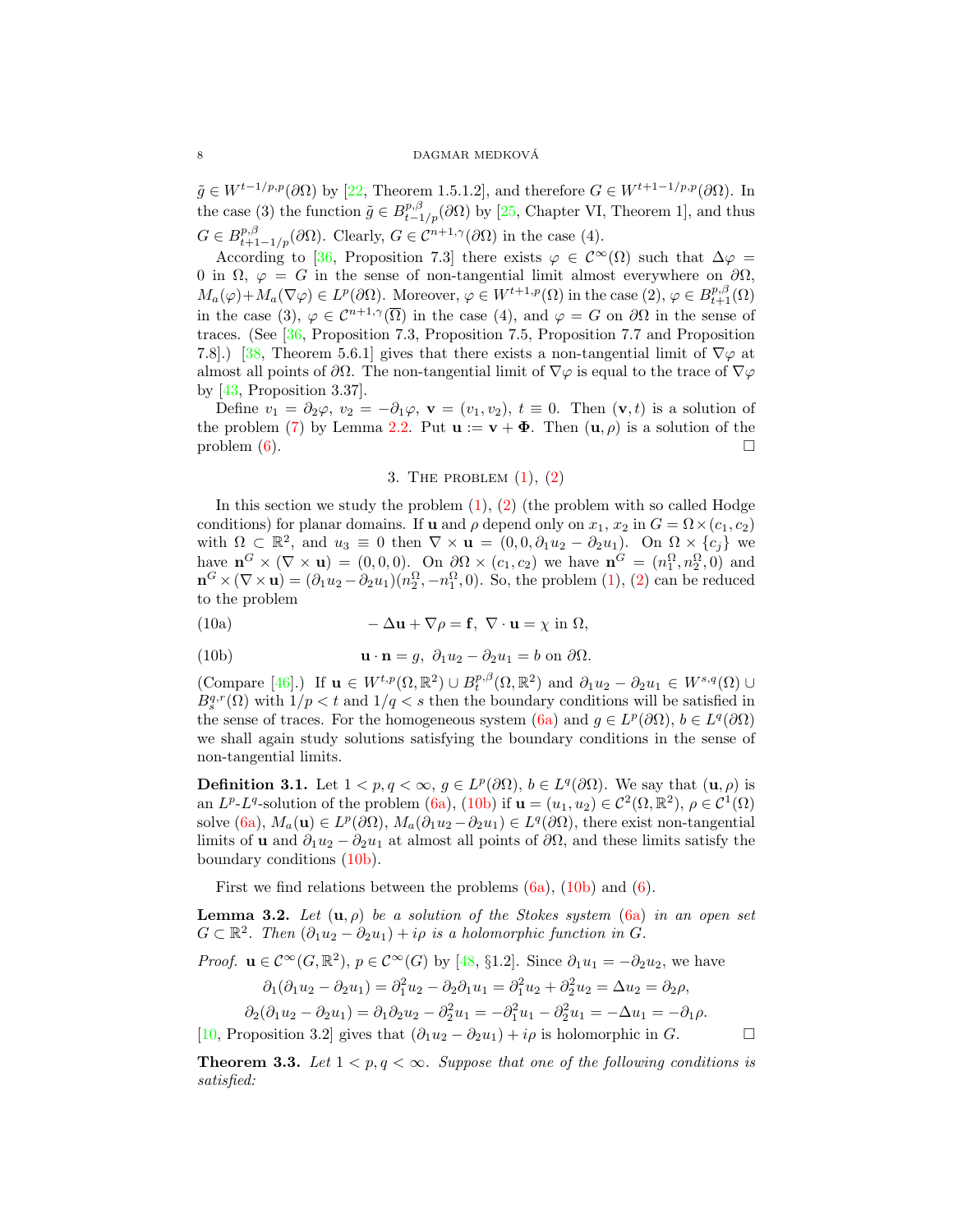$\tilde g \in W^{t-1/p,p}(\partial\Omega)$ by [22, Theorem 1.5.1.2], and therefore $G \in W^{t+1-1/p,p}(\partial\Omega)$. In the case (3) the function $\tilde g \in B^{p,\beta}_{t-1/p}(\partial\Omega)$ by [25, Chapter VI, Theorem 1], and thus $G \in B^{p,\beta}_{t+1-1/p}(\partial\Omega)$. Clearly, $G \in \mathcal{C}^{n+1,\gamma}(\partial\Omega)$ in the case (4).

According to [36, Proposition 7.3] there exists $\varphi \in \mathcal{C}^\infty(\Omega)$ such that $\Delta\varphi = 0$ in $\Omega$, $\varphi = G$ in the sense of non-tangential limit almost everywhere on $\partial\Omega$, $M_a(\varphi) + M_a(\nabla\varphi) \in L^p(\partial\Omega)$. Moreover, $\varphi \in W^{t+1,p}(\Omega)$ in the case (2), $\varphi \in B^{p,\beta}_{t+1}(\Omega)$ in the case (3), $\varphi \in \mathcal{C}^{n+1,\gamma}(\overline{\Omega})$ in the case (4), and $\varphi = G$ on $\partial\Omega$ in the sense of traces. (See [36, Proposition 7.3, Proposition 7.5, Proposition 7.7 and Proposition 7.8].) [38, Theorem 5.6.1] gives that there exists a non-tangential limit of $\nabla\varphi$ at almost all points of $\partial\Omega$. The non-tangential limit of $\nabla\varphi$ is equal to the trace of $\nabla\varphi$ by [43, Proposition 3.37].

Define $v_1 = \partial_2\varphi$, $v_2 = -\partial_1\varphi$, $\mathbf{v} = (v_1, v_2)$, $t \equiv 0$. Then $(\mathbf{v}, t)$ is a solution of the problem (7) by Lemma 2.2. Put $\mathbf{u} := \mathbf{v} + \boldsymbol{\Phi}$. Then $(\mathbf{u}, \rho)$ is a solution of the problem (6). $\square$

## 3. The problem (1), (2)

In this section we study the problem (1), (2) (the problem with so called Hodge conditions) for planar domains. If $\mathbf{u}$ and $\rho$ depend only on $x_1$, $x_2$ in $G = \Omega \times (c_1, c_2)$ with $\Omega \subset \mathbb{R}^2$, and $u_3 \equiv 0$ then $\nabla \times \mathbf{u} = (0, 0, \partial_1 u_2 - \partial_2 u_1)$. On $\Omega \times \{c_j\}$ we have $\mathbf{n}^G \times (\nabla \times \mathbf{u}) = (0,0,0)$. On $\partial\Omega \times (c_1, c_2)$ we have $\mathbf{n}^G = (n_1^\Omega, n_2^\Omega, 0)$ and $\mathbf{n}^G \times (\nabla \times \mathbf{u}) = (\partial_1 u_2 - \partial_2 u_1)(n_2^\Omega, -n_1^\Omega, 0)$. So, the problem (1), (2) can be reduced to the problem

$$-\Delta\mathbf{u} + \nabla\rho = \mathbf{f},\ \nabla\cdot\mathbf{u} = \chi \text{ in } \Omega, \tag{10a}$$

$$\mathbf{u}\cdot\mathbf{n} = g,\ \partial_1 u_2 - \partial_2 u_1 = b \text{ on } \partial\Omega. \tag{10b}$$

(Compare [46].) If $\mathbf{u} \in W^{t,p}(\Omega, \mathbb{R}^2) \cup B^{p,\beta}_t(\Omega, \mathbb{R}^2)$ and $\partial_1 u_2 - \partial_2 u_1 \in W^{s,q}(\Omega) \cup B^{q,r}_s(\Omega)$ with $1/p < t$ and $1/q < s$ then the boundary conditions will be satisfied in the sense of traces. For the homogeneous system (6a) and $g \in L^p(\partial\Omega)$, $b \in L^q(\partial\Omega)$ we shall again study solutions satisfying the boundary conditions in the sense of non-tangential limits.

**Definition 3.1.** Let $1 < p, q < \infty$, $g \in L^p(\partial\Omega)$, $b \in L^q(\partial\Omega)$. We say that $(\mathbf{u}, \rho)$ is an $L^p$-$L^q$-solution of the problem (6a), (10b) if $\mathbf{u} = (u_1, u_2) \in \mathcal{C}^2(\Omega, \mathbb{R}^2)$, $\rho \in \mathcal{C}^1(\Omega)$ solve (6a), $M_a(\mathbf{u}) \in L^p(\partial\Omega)$, $M_a(\partial_1 u_2 - \partial_2 u_1) \in L^q(\partial\Omega)$, there exist non-tangential limits of $\mathbf{u}$ and $\partial_1 u_2 - \partial_2 u_1$ at almost all points of $\partial\Omega$, and these limits satisfy the boundary conditions (10b).

First we find relations between the problems (6a), (10b) and (6).

**Lemma 3.2.** *Let $(\mathbf{u}, \rho)$ be a solution of the Stokes system (6a) in an open set $G \subset \mathbb{R}^2$. Then $(\partial_1 u_2 - \partial_2 u_1) + i\rho$ is a holomorphic function in $G$.*

*Proof.* $\mathbf{u} \in \mathcal{C}^\infty(G, \mathbb{R}^2)$, $p \in \mathcal{C}^\infty(G)$ by [48, §1.2]. Since $\partial_1 u_1 = -\partial_2 u_2$, we have

$$\partial_1(\partial_1 u_2 - \partial_2 u_1) = \partial_1^2 u_2 - \partial_2\partial_1 u_1 = \partial_1^2 u_2 + \partial_2^2 u_2 = \Delta u_2 = \partial_2\rho,$$

$$\partial_2(\partial_1 u_2 - \partial_2 u_1) = \partial_1\partial_2 u_2 - \partial_2^2 u_1 = -\partial_1^2 u_1 - \partial_2^2 u_1 = -\Delta u_1 = -\partial_1\rho.$$

[10, Proposition 3.2] gives that $(\partial_1 u_2 - \partial_2 u_1) + i\rho$ is holomorphic in $G$. $\square$

**Theorem 3.3.** *Let $1 < p, q < \infty$. Suppose that one of the following conditions is satisfied:*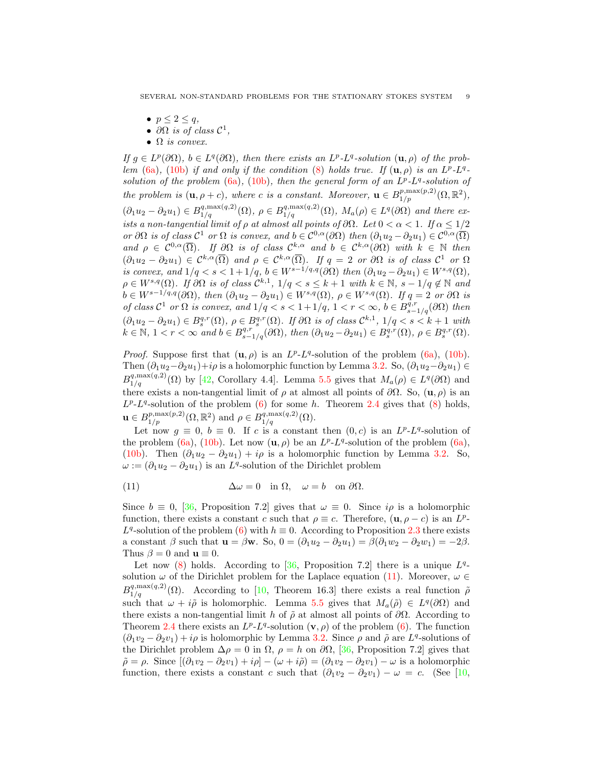- $p \le 2 \le q$,
- $\partial\Omega$ *is of class* $\mathcal{C}^1$,
- $\Omega$ *is convex.*

*If* $g \in L^p(\partial\Omega)$, $b \in L^q(\partial\Omega)$, *then there exists an* $L^p$-$L^q$*-solution* $(\mathbf{u}, \rho)$ *of the problem* (6a), (10b) *if and only if the condition* (8) *holds true. If* $(\mathbf{u}, \rho)$ *is an* $L^p$-$L^q$*-solution of the problem* (6a), (10b), *then the general form of an* $L^p$-$L^q$*-solution of the problem is* $(\mathbf{u}, \rho + c)$, *where* $c$ *is a constant. Moreover,* $\mathbf{u} \in B^{p,\max(p,2)}_{1/p}(\Omega, \mathbb{R}^2)$, $(\partial_1 u_2 - \partial_2 u_1) \in B^{q,\max(q,2)}_{1/q}(\Omega)$, $\rho \in B^{q,\max(q,2)}_{1/q}(\Omega)$, $M_a(\rho) \in L^q(\partial\Omega)$ *and there exists a non-tangential limit of* $\rho$ *at almost all points of* $\partial\Omega$. *Let* $0 < \alpha < 1$. *If* $\alpha \le 1/2$ *or* $\partial\Omega$ *is of class* $\mathcal{C}^1$ *or* $\Omega$ *is convex, and* $b \in \mathcal{C}^{0,\alpha}(\partial\Omega)$ *then* $(\partial_1 u_2 - \partial_2 u_1) \in \mathcal{C}^{0,\alpha}(\overline{\Omega})$ *and* $\rho \in \mathcal{C}^{0,\alpha}(\overline{\Omega})$. *If* $\partial\Omega$ *is of class* $\mathcal{C}^{k,\alpha}$ *and* $b \in \mathcal{C}^{k,\alpha}(\partial\Omega)$ *with* $k \in \mathbb{N}$ *then* $(\partial_1 u_2 - \partial_2 u_1) \in \mathcal{C}^{k,\alpha}(\overline{\Omega})$ *and* $\rho \in \mathcal{C}^{k,\alpha}(\overline{\Omega})$. *If* $q = 2$ *or* $\partial\Omega$ *is of class* $\mathcal{C}^1$ *or* $\Omega$ *is convex, and* $1/q < s < 1 + 1/q$, $b \in W^{s-1/q,q}(\partial\Omega)$ *then* $(\partial_1 u_2 - \partial_2 u_1) \in W^{s,q}(\Omega)$, $\rho \in W^{s,q}(\Omega)$. *If* $\partial\Omega$ *is of class* $\mathcal{C}^{k,1}$, $1/q < s \le k + 1$ *with* $k \in \mathbb{N}$, $s - 1/q \notin \mathbb{N}$ *and* $b \in W^{s-1/q,q}(\partial\Omega)$, *then* $(\partial_1 u_2 - \partial_2 u_1) \in W^{s,q}(\Omega)$, $\rho \in W^{s,q}(\Omega)$. *If* $q = 2$ *or* $\partial\Omega$ *is of class* $\mathcal{C}^1$ *or* $\Omega$ *is convex, and* $1/q < s < 1 + 1/q$, $1 < r < \infty$, $b \in B^{q,r}_{s-1/q}(\partial\Omega)$ *then* $(\partial_1 u_2 - \partial_2 u_1) \in B^{q,r}_s(\Omega)$, $\rho \in B^{q,r}_s(\Omega)$. *If* $\partial\Omega$ *is of class* $\mathcal{C}^{k,1}$, $1/q < s < k + 1$ *with* $k \in \mathbb{N}$, $1 < r < \infty$ *and* $b \in B^{q,r}_{s-1/q}(\partial\Omega)$, *then* $(\partial_1 u_2 - \partial_2 u_1) \in B^{q,r}_s(\Omega)$, $\rho \in B^{q,r}_s(\Omega)$.

*Proof.* Suppose first that $(\mathbf{u}, \rho)$ is an $L^p$-$L^q$-solution of the problem (6a), (10b). Then $(\partial_1 u_2 - \partial_2 u_1) + i\rho$ is a holomorphic function by Lemma 3.2. So, $(\partial_1 u_2 - \partial_2 u_1) \in B^{q,\max(q,2)}_{1/q}(\Omega)$ by [42, Corollary 4.4]. Lemma 5.5 gives that $M_a(\rho) \in L^q(\partial\Omega)$ and there exists a non-tangential limit of $\rho$ at almost all points of $\partial\Omega$. So, $(\mathbf{u}, \rho)$ is an $L^p$-$L^q$-solution of the problem (6) for some $h$. Theorem 2.4 gives that (8) holds, $\mathbf{u} \in B^{p,\max(p,2)}_{1/p}(\Omega, \mathbb{R}^2)$ and $\rho \in B^{q,\max(q,2)}_{1/q}(\Omega)$.

Let now $g \equiv 0$, $b \equiv 0$. If $c$ is a constant then $(0, c)$ is an $L^p$-$L^q$-solution of the problem (6a), (10b). Let now $(\mathbf{u}, \rho)$ be an $L^p$-$L^q$-solution of the problem (6a), (10b). Then $(\partial_1 u_2 - \partial_2 u_1) + i\rho$ is a holomorphic function by Lemma 3.2. So, $\omega := (\partial_1 u_2 - \partial_2 u_1)$ is an $L^q$-solution of the Dirichlet problem

$$\Delta\omega = 0 \quad \text{in } \Omega, \quad \omega = b \quad \text{on } \partial\Omega. \tag{11}$$

Since $b \equiv 0$, [36, Proposition 7.2] gives that $\omega \equiv 0$. Since $i\rho$ is a holomorphic function, there exists a constant $c$ such that $\rho \equiv c$. Therefore, $(\mathbf{u}, \rho - c)$ is an $L^p$-$L^q$-solution of the problem (6) with $h \equiv 0$. According to Proposition 2.3 there exists a constant $\beta$ such that $\mathbf{u} = \beta\mathbf{w}$. So, $0 = (\partial_1 u_2 - \partial_2 u_1) = \beta(\partial_1 w_2 - \partial_2 w_1) = -2\beta$. Thus $\beta = 0$ and $\mathbf{u} \equiv 0$.

Let now (8) holds. According to [36, Proposition 7.2] there is a unique $L^q$-solution $\omega$ of the Dirichlet problem for the Laplace equation (11). Moreover, $\omega \in B^{q,\max(q,2)}_{1/q}(\Omega)$. According to [10, Theorem 16.3] there exists a real function $\tilde{\rho}$ such that $\omega + i\tilde{\rho}$ is holomorphic. Lemma 5.5 gives that $M_a(\tilde{\rho}) \in L^q(\partial\Omega)$ and there exists a non-tangential limit $h$ of $\tilde{\rho}$ at almost all points of $\partial\Omega$. According to Theorem 2.4 there exists an $L^p$-$L^q$-solution $(\mathbf{v}, \rho)$ of the problem (6). The function $(\partial_1 v_2 - \partial_2 v_1) + i\rho$ is holomorphic by Lemma 3.2. Since $\rho$ and $\tilde{\rho}$ are $L^q$-solutions of the Dirichlet problem $\Delta\rho = 0$ in $\Omega$, $\rho = h$ on $\partial\Omega$, [36, Proposition 7.2] gives that $\tilde{\rho} = \rho$. Since $[(\partial_1 v_2 - \partial_2 v_1) + i\rho] - (\omega + i\tilde{\rho}) = (\partial_1 v_2 - \partial_2 v_1) - \omega$ is a holomorphic function, there exists a constant $c$ such that $(\partial_1 v_2 - \partial_2 v_1) - \omega = c$. (See [10,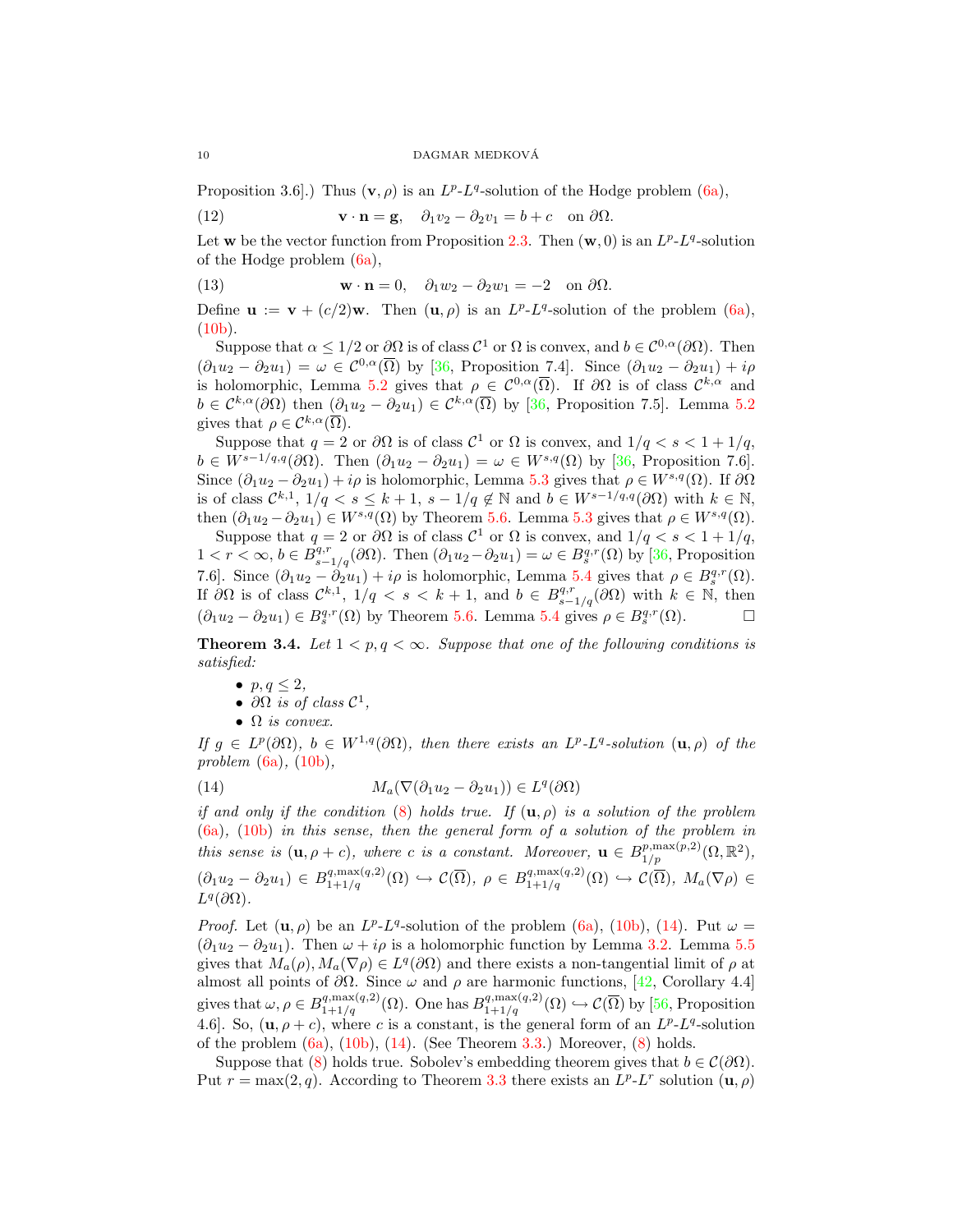Proposition 3.6].) Thus $(\mathbf{v}, \rho)$ is an $L^p$-$L^q$-solution of the Hodge problem (6a),

$$\mathbf{v} \cdot \mathbf{n} = \mathbf{g}, \quad \partial_1 v_2 - \partial_2 v_1 = b + c \quad \text{on } \partial\Omega. \tag{12}$$

Let $\mathbf{w}$ be the vector function from Proposition 2.3. Then $(\mathbf{w}, 0)$ is an $L^p$-$L^q$-solution of the Hodge problem (6a),

$$\mathbf{w} \cdot \mathbf{n} = 0, \quad \partial_1 w_2 - \partial_2 w_1 = -2 \quad \text{on } \partial\Omega. \tag{13}$$

Define $\mathbf{u} := \mathbf{v} + (c/2)\mathbf{w}$. Then $(\mathbf{u}, \rho)$ is an $L^p$-$L^q$-solution of the problem (6a), (10b).

Suppose that $\alpha \le 1/2$ or $\partial\Omega$ is of class $\mathcal{C}^1$ or $\Omega$ is convex, and $b \in \mathcal{C}^{0,\alpha}(\partial\Omega)$. Then $(\partial_1 u_2 - \partial_2 u_1) = \omega \in \mathcal{C}^{0,\alpha}(\overline{\Omega})$ by [36, Proposition 7.4]. Since $(\partial_1 u_2 - \partial_2 u_1) + i\rho$ is holomorphic, Lemma 5.2 gives that $\rho \in \mathcal{C}^{0,\alpha}(\overline{\Omega})$. If $\partial\Omega$ is of class $\mathcal{C}^{k,\alpha}$ and $b \in \mathcal{C}^{k,\alpha}(\partial\Omega)$ then $(\partial_1 u_2 - \partial_2 u_1) \in \mathcal{C}^{k,\alpha}(\overline{\Omega})$ by [36, Proposition 7.5]. Lemma 5.2 gives that $\rho \in \mathcal{C}^{k,\alpha}(\overline{\Omega})$.

Suppose that $q = 2$ or $\partial\Omega$ is of class $\mathcal{C}^1$ or $\Omega$ is convex, and $1/q < s < 1 + 1/q$, $b \in W^{s-1/q,q}(\partial\Omega)$. Then $(\partial_1 u_2 - \partial_2 u_1) = \omega \in W^{s,q}(\Omega)$ by [36, Proposition 7.6]. Since $(\partial_1 u_2 - \partial_2 u_1) + i\rho$ is holomorphic, Lemma 5.3 gives that $\rho \in W^{s,q}(\Omega)$. If $\partial\Omega$ is of class $\mathcal{C}^{k,1}$, $1/q < s \le k+1$, $s - 1/q \notin \mathbb{N}$ and $b \in W^{s-1/q,q}(\partial\Omega)$ with $k \in \mathbb{N}$, then $(\partial_1 u_2 - \partial_2 u_1) \in W^{s,q}(\Omega)$ by Theorem 5.6. Lemma 5.3 gives that $\rho \in W^{s,q}(\Omega)$.

Suppose that $q = 2$ or $\partial\Omega$ is of class $\mathcal{C}^1$ or $\Omega$ is convex, and $1/q < s < 1 + 1/q$, $1 < r < \infty$, $b \in B^{q,r}_{s-1/q}(\partial\Omega)$. Then $(\partial_1 u_2 - \partial_2 u_1) = \omega \in B^{q,r}_s(\Omega)$ by [36, Proposition 7.6]. Since $(\partial_1 u_2 - \partial_2 u_1) + i\rho$ is holomorphic, Lemma 5.4 gives that $\rho \in B^{q,r}_s(\Omega)$. If $\partial\Omega$ is of class $\mathcal{C}^{k,1}$, $1/q < s < k+1$, and $b \in B^{q,r}_{s-1/q}(\partial\Omega)$ with $k \in \mathbb{N}$, then $(\partial_1 u_2 - \partial_2 u_1) \in B^{q,r}_s(\Omega)$ by Theorem 5.6. Lemma 5.4 gives $\rho \in B^{q,r}_s(\Omega)$. $\square$

**Theorem 3.4.** *Let $1 < p, q < \infty$. Suppose that one of the following conditions is satisfied:*

- *$p, q \le 2$,*
- *$\partial\Omega$ is of class $\mathcal{C}^1$,*
- *$\Omega$ is convex.*

*If $g \in L^p(\partial\Omega)$, $b \in W^{1,q}(\partial\Omega)$, then there exists an $L^p$-$L^q$-solution $(\mathbf{u}, \rho)$ of the problem (6a), (10b),*

$$M_a(\nabla(\partial_1 u_2 - \partial_2 u_1)) \in L^q(\partial\Omega) \tag{14}$$

*if and only if the condition (8) holds true. If $(\mathbf{u}, \rho)$ is a solution of the problem (6a), (10b) in this sense, then the general form of a solution of the problem in this sense is $(\mathbf{u}, \rho + c)$, where $c$ is a constant. Moreover, $\mathbf{u} \in B^{p,\max(p,2)}_{1/p}(\Omega, \mathbb{R}^2)$, $(\partial_1 u_2 - \partial_2 u_1) \in B^{q,\max(q,2)}_{1+1/q}(\Omega) \hookrightarrow \mathcal{C}(\overline{\Omega})$, $\rho \in B^{q,\max(q,2)}_{1+1/q}(\Omega) \hookrightarrow \mathcal{C}(\overline{\Omega})$, $M_a(\nabla\rho) \in L^q(\partial\Omega)$.*

*Proof.* Let $(\mathbf{u}, \rho)$ be an $L^p$-$L^q$-solution of the problem (6a), (10b), (14). Put $\omega = (\partial_1 u_2 - \partial_2 u_1)$. Then $\omega + i\rho$ is a holomorphic function by Lemma 3.2. Lemma 5.5 gives that $M_a(\rho), M_a(\nabla\rho) \in L^q(\partial\Omega)$ and there exists a non-tangential limit of $\rho$ at almost all points of $\partial\Omega$. Since $\omega$ and $\rho$ are harmonic functions, [42, Corollary 4.4] gives that $\omega, \rho \in B^{q,\max(q,2)}_{1+1/q}(\Omega)$. One has $B^{q,\max(q,2)}_{1+1/q}(\Omega) \hookrightarrow \mathcal{C}(\overline{\Omega})$ by [56, Proposition 4.6]. So, $(\mathbf{u}, \rho + c)$, where $c$ is a constant, is the general form of an $L^p$-$L^q$-solution of the problem (6a), (10b), (14). (See Theorem 3.3.) Moreover, (8) holds.

Suppose that (8) holds true. Sobolev's embedding theorem gives that $b \in \mathcal{C}(\partial\Omega)$. Put $r = \max(2, q)$. According to Theorem 3.3 there exists an $L^p$-$L^r$ solution $(\mathbf{u}, \rho)$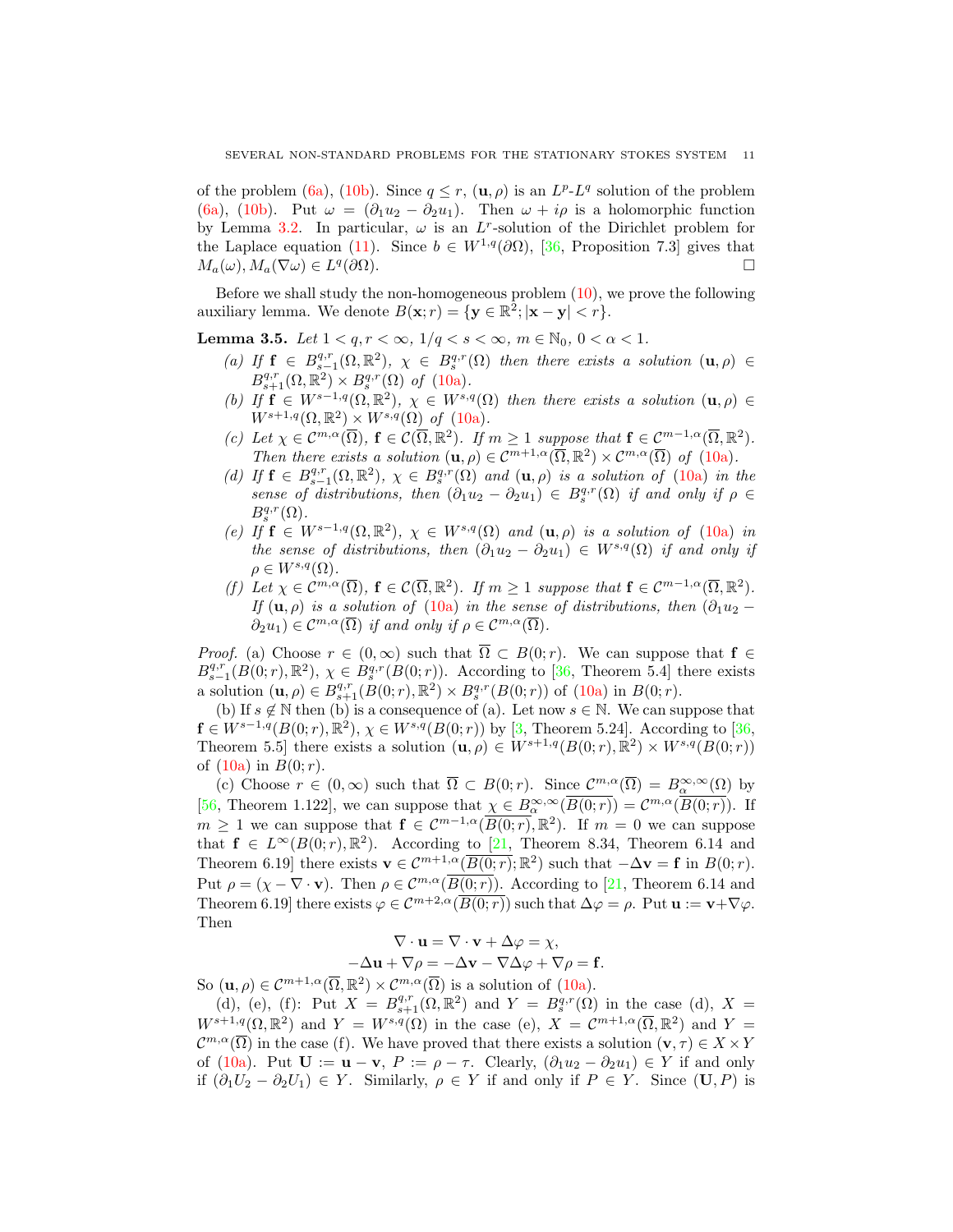of the problem (6a), (10b). Since $q \le r$, $(\mathbf{u}, \rho)$ is an $L^p$-$L^q$ solution of the problem (6a), (10b). Put $\omega = (\partial_1 u_2 - \partial_2 u_1)$. Then $\omega + i\rho$ is a holomorphic function by Lemma 3.2. In particular, $\omega$ is an $L^r$-solution of the Dirichlet problem for the Laplace equation (11). Since $b \in W^{1,q}(\partial\Omega)$, [36, Proposition 7.3] gives that $M_a(\omega), M_a(\nabla\omega) \in L^q(\partial\Omega)$. $\square$

Before we shall study the non-homogeneous problem (10), we prove the following auxiliary lemma. We denote $B(\mathbf{x}; r) = \{\mathbf{y} \in \mathbb{R}^2; |\mathbf{x} - \mathbf{y}| < r\}$.

**Lemma 3.5.** *Let $1 < q, r < \infty$, $1/q < s < \infty$, $m \in \mathbb{N}_0$, $0 < \alpha < 1$.*

*(a) If $\mathbf{f} \in B^{q,r}_{s-1}(\Omega, \mathbb{R}^2)$, $\chi \in B^{q,r}_s(\Omega)$ then there exists a solution $(\mathbf{u}, \rho) \in B^{q,r}_{s+1}(\Omega, \mathbb{R}^2) \times B^{q,r}_s(\Omega)$ of (10a).*

*(b) If $\mathbf{f} \in W^{s-1,q}(\Omega, \mathbb{R}^2)$, $\chi \in W^{s,q}(\Omega)$ then there exists a solution $(\mathbf{u}, \rho) \in W^{s+1,q}(\Omega, \mathbb{R}^2) \times W^{s,q}(\Omega)$ of (10a).*

*(c) Let $\chi \in \mathcal{C}^{m,\alpha}(\overline{\Omega})$, $\mathbf{f} \in \mathcal{C}(\overline{\Omega}, \mathbb{R}^2)$. If $m \ge 1$ suppose that $\mathbf{f} \in \mathcal{C}^{m-1,\alpha}(\overline{\Omega}, \mathbb{R}^2)$. Then there exists a solution $(\mathbf{u}, \rho) \in \mathcal{C}^{m+1,\alpha}(\overline{\Omega}, \mathbb{R}^2) \times \mathcal{C}^{m,\alpha}(\overline{\Omega})$ of (10a).*

*(d) If $\mathbf{f} \in B^{q,r}_{s-1}(\Omega, \mathbb{R}^2)$, $\chi \in B^{q,r}_s(\Omega)$ and $(\mathbf{u}, \rho)$ is a solution of (10a) in the sense of distributions, then $(\partial_1 u_2 - \partial_2 u_1) \in B^{q,r}_s(\Omega)$ if and only if $\rho \in B^{q,r}_s(\Omega)$.*

*(e) If $\mathbf{f} \in W^{s-1,q}(\Omega, \mathbb{R}^2)$, $\chi \in W^{s,q}(\Omega)$ and $(\mathbf{u}, \rho)$ is a solution of (10a) in the sense of distributions, then $(\partial_1 u_2 - \partial_2 u_1) \in W^{s,q}(\Omega)$ if and only if $\rho \in W^{s,q}(\Omega)$.*

*(f) Let $\chi \in \mathcal{C}^{m,\alpha}(\overline{\Omega})$, $\mathbf{f} \in \mathcal{C}(\overline{\Omega}, \mathbb{R}^2)$. If $m \ge 1$ suppose that $\mathbf{f} \in \mathcal{C}^{m-1,\alpha}(\overline{\Omega}, \mathbb{R}^2)$. If $(\mathbf{u}, \rho)$ is a solution of (10a) in the sense of distributions, then $(\partial_1 u_2 - \partial_2 u_1) \in \mathcal{C}^{m,\alpha}(\overline{\Omega})$ if and only if $\rho \in \mathcal{C}^{m,\alpha}(\overline{\Omega})$.*

*Proof.* (a) Choose $r \in (0, \infty)$ such that $\overline{\Omega} \subset B(0; r)$. We can suppose that $\mathbf{f} \in B^{q,r}_{s-1}(B(0; r), \mathbb{R}^2)$, $\chi \in B^{q,r}_s(B(0; r))$. According to [36, Theorem 5.4] there exists a solution $(\mathbf{u}, \rho) \in B^{q,r}_{s+1}(B(0; r), \mathbb{R}^2) \times B^{q,r}_s(B(0; r))$ of (10a) in $B(0; r)$.

(b) If $s \notin \mathbb{N}$ then (b) is a consequence of (a). Let now $s \in \mathbb{N}$. We can suppose that $\mathbf{f} \in W^{s-1,q}(B(0; r), \mathbb{R}^2)$, $\chi \in W^{s,q}(B(0; r))$ by [3, Theorem 5.24]. According to [36, Theorem 5.5] there exists a solution $(\mathbf{u}, \rho) \in W^{s+1,q}(B(0; r), \mathbb{R}^2) \times W^{s,q}(B(0; r))$ of (10a) in $B(0; r)$.

(c) Choose $r \in (0, \infty)$ such that $\overline{\Omega} \subset B(0; r)$. Since $\mathcal{C}^{m,\alpha}(\overline{\Omega}) = B^{\infty,\infty}_\alpha(\Omega)$ by [56, Theorem 1.122], we can suppose that $\chi \in B^{\infty,\infty}_\alpha(\overline{B(0; r)}) = \mathcal{C}^{m,\alpha}(\overline{B(0; r)})$. If $m \ge 1$ we can suppose that $\mathbf{f} \in \mathcal{C}^{m-1,\alpha}(\overline{B(0; r)}, \mathbb{R}^2)$. If $m = 0$ we can suppose that $\mathbf{f} \in L^\infty(B(0; r), \mathbb{R}^2)$. According to [21, Theorem 8.34, Theorem 6.14 and Theorem 6.19] there exists $\mathbf{v} \in \mathcal{C}^{m+1,\alpha}(\overline{B(0; r)}; \mathbb{R}^2)$ such that $-\Delta\mathbf{v} = \mathbf{f}$ in $B(0; r)$. Put $\rho = (\chi - \nabla \cdot \mathbf{v})$. Then $\rho \in \mathcal{C}^{m,\alpha}(\overline{B(0; r)})$. According to [21, Theorem 6.14 and Theorem 6.19] there exists $\varphi \in \mathcal{C}^{m+2,\alpha}(\overline{B(0; r)})$ such that $\Delta\varphi = \rho$. Put $\mathbf{u} := \mathbf{v} + \nabla\varphi$. Then

$$\nabla \cdot \mathbf{u} = \nabla \cdot \mathbf{v} + \Delta\varphi = \chi,$$
$$-\Delta\mathbf{u} + \nabla\rho = -\Delta\mathbf{v} - \nabla\Delta\varphi + \nabla\rho = \mathbf{f}.$$

So $(\mathbf{u}, \rho) \in \mathcal{C}^{m+1,\alpha}(\overline{\Omega}, \mathbb{R}^2) \times \mathcal{C}^{m,\alpha}(\overline{\Omega})$ is a solution of (10a).

(d), (e), (f): Put $X = B^{q,r}_{s+1}(\Omega, \mathbb{R}^2)$ and $Y = B^{q,r}_s(\Omega)$ in the case (d), $X = W^{s+1,q}(\Omega, \mathbb{R}^2)$ and $Y = W^{s,q}(\Omega)$ in the case (e), $X = \mathcal{C}^{m+1,\alpha}(\overline{\Omega}, \mathbb{R}^2)$ and $Y = \mathcal{C}^{m,\alpha}(\overline{\Omega})$ in the case (f). We have proved that there exists a solution $(\mathbf{v}, \tau) \in X \times Y$ of (10a). Put $\mathbf{U} := \mathbf{u} - \mathbf{v}$, $P := \rho - \tau$. Clearly, $(\partial_1 u_2 - \partial_2 u_1) \in Y$ if and only if $(\partial_1 U_2 - \partial_2 U_1) \in Y$. Similarly, $\rho \in Y$ if and only if $P \in Y$. Since $(\mathbf{U}, P)$ is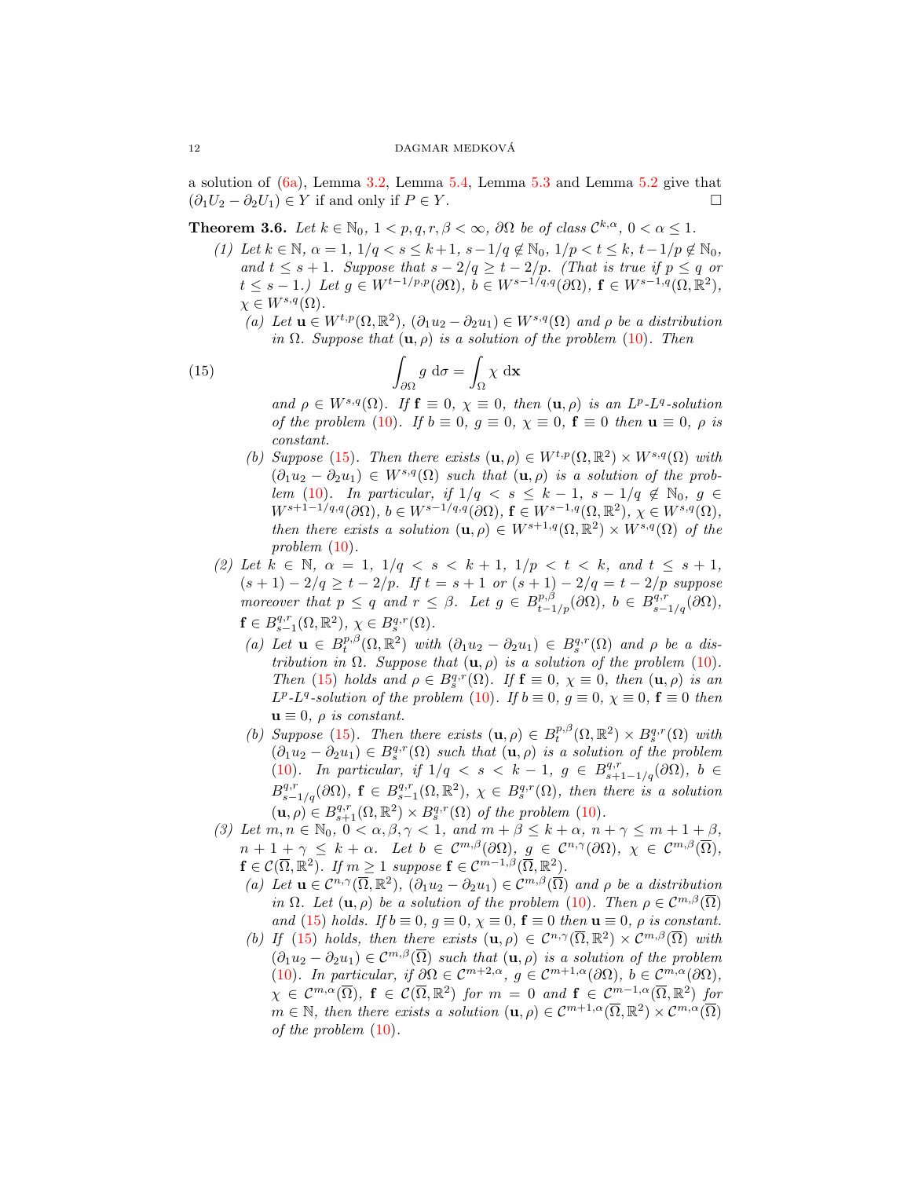a solution of (6a), Lemma 3.2, Lemma 5.4, Lemma 5.3 and Lemma 5.2 give that $(\partial_1 U_2 - \partial_2 U_1) \in Y$ if and only if $P \in Y$. □

**Theorem 3.6.** *Let $k \in \mathbb{N}_0$, $1 < p, q, r, \beta < \infty$, $\partial\Omega$ be of class $\mathcal{C}^{k,\alpha}$, $0 < \alpha \le 1$.*

(1) *Let $k \in \mathbb{N}$, $\alpha = 1$, $1/q < s \le k+1$, $s - 1/q \notin \mathbb{N}_0$, $1/p < t \le k$, $t - 1/p \notin \mathbb{N}_0$, and $t \le s+1$. Suppose that $s - 2/q \ge t - 2/p$. (That is true if $p \le q$ or $t \le s-1$.) Let $g \in W^{t-1/p,p}(\partial\Omega)$, $b \in W^{s-1/q,q}(\partial\Omega)$, $\mathbf{f} \in W^{s-1,q}(\Omega, \mathbb{R}^2)$, $\chi \in W^{s,q}(\Omega)$.*

   (a) *Let $\mathbf{u} \in W^{t,p}(\Omega, \mathbb{R}^2)$, $(\partial_1 u_2 - \partial_2 u_1) \in W^{s,q}(\Omega)$ and $\rho$ be a distribution in $\Omega$. Suppose that $(\mathbf{u}, \rho)$ is a solution of the problem (10). Then*

$$\int_{\partial\Omega} g \, \mathrm{d}\sigma = \int_{\Omega} \chi \, \mathrm{d}\mathbf{x} \tag{15}$$

   *and $\rho \in W^{s,q}(\Omega)$. If $\mathbf{f} \equiv 0$, $\chi \equiv 0$, then $(\mathbf{u}, \rho)$ is an $L^p$-$L^q$-solution of the problem (10). If $b \equiv 0$, $g \equiv 0$, $\chi \equiv 0$, $\mathbf{f} \equiv 0$ then $\mathbf{u} \equiv 0$, $\rho$ is constant.*

   (b) *Suppose (15). Then there exists $(\mathbf{u}, \rho) \in W^{t,p}(\Omega, \mathbb{R}^2) \times W^{s,q}(\Omega)$ with $(\partial_1 u_2 - \partial_2 u_1) \in W^{s,q}(\Omega)$ such that $(\mathbf{u}, \rho)$ is a solution of the problem (10). In particular, if $1/q < s \le k-1$, $s - 1/q \notin \mathbb{N}_0$, $g \in W^{s+1-1/q,q}(\partial\Omega)$, $b \in W^{s-1/q,q}(\partial\Omega)$, $\mathbf{f} \in W^{s-1,q}(\Omega, \mathbb{R}^2)$, $\chi \in W^{s,q}(\Omega)$, then there exists a solution $(\mathbf{u}, \rho) \in W^{s+1,q}(\Omega, \mathbb{R}^2) \times W^{s,q}(\Omega)$ of the problem (10).*

(2) *Let $k \in \mathbb{N}$, $\alpha = 1$, $1/q < s < k+1$, $1/p < t < k$, and $t \le s+1$, $(s+1) - 2/q \ge t - 2/p$. If $t = s+1$ or $(s+1) - 2/q = t - 2/p$ suppose moreover that $p \le q$ and $r \le \beta$. Let $g \in B^{p,\beta}_{t-1/p}(\partial\Omega)$, $b \in B^{q,r}_{s-1/q}(\partial\Omega)$, $\mathbf{f} \in B^{q,r}_{s-1}(\Omega, \mathbb{R}^2)$, $\chi \in B^{q,r}_s(\Omega)$.*

   (a) *Let $\mathbf{u} \in B^{p,\beta}_t(\Omega, \mathbb{R}^2)$ with $(\partial_1 u_2 - \partial_2 u_1) \in B^{q,r}_s(\Omega)$ and $\rho$ be a distribution in $\Omega$. Suppose that $(\mathbf{u}, \rho)$ is a solution of the problem (10). Then (15) holds and $\rho \in B^{q,r}_s(\Omega)$. If $\mathbf{f} \equiv 0$, $\chi \equiv 0$, then $(\mathbf{u}, \rho)$ is an $L^p$-$L^q$-solution of the problem (10). If $b \equiv 0$, $g \equiv 0$, $\chi \equiv 0$, $\mathbf{f} \equiv 0$ then $\mathbf{u} \equiv 0$, $\rho$ is constant.*

   (b) *Suppose (15). Then there exists $(\mathbf{u}, \rho) \in B^{p,\beta}_t(\Omega, \mathbb{R}^2) \times B^{q,r}_s(\Omega)$ with $(\partial_1 u_2 - \partial_2 u_1) \in B^{q,r}_s(\Omega)$ such that $(\mathbf{u}, \rho)$ is a solution of the problem (10). In particular, if $1/q < s < k-1$, $g \in B^{q,r}_{s+1-1/q}(\partial\Omega)$, $b \in B^{q,r}_{s-1/q}(\partial\Omega)$, $\mathbf{f} \in B^{q,r}_{s-1}(\Omega, \mathbb{R}^2)$, $\chi \in B^{q,r}_s(\Omega)$, then there is a solution $(\mathbf{u}, \rho) \in B^{q,r}_{s+1}(\Omega, \mathbb{R}^2) \times B^{q,r}_s(\Omega)$ of the problem (10).*

(3) *Let $m, n \in \mathbb{N}_0$, $0 < \alpha, \beta, \gamma < 1$, and $m + \beta \le k + \alpha$, $n + \gamma \le m + 1 + \beta$, $n + 1 + \gamma \le k + \alpha$. Let $b \in \mathcal{C}^{m,\beta}(\partial\Omega)$, $g \in \mathcal{C}^{n,\gamma}(\partial\Omega)$, $\chi \in \mathcal{C}^{m,\beta}(\overline{\Omega})$, $\mathbf{f} \in \mathcal{C}(\overline{\Omega}, \mathbb{R}^2)$. If $m \ge 1$ suppose $\mathbf{f} \in \mathcal{C}^{m-1,\beta}(\overline{\Omega}, \mathbb{R}^2)$.*

   (a) *Let $\mathbf{u} \in \mathcal{C}^{n,\gamma}(\overline{\Omega}, \mathbb{R}^2)$, $(\partial_1 u_2 - \partial_2 u_1) \in \mathcal{C}^{m,\beta}(\overline{\Omega})$ and $\rho$ be a distribution in $\Omega$. Let $(\mathbf{u}, \rho)$ be a solution of the problem (10). Then $\rho \in \mathcal{C}^{m,\beta}(\overline{\Omega})$ and (15) holds. If $b \equiv 0$, $g \equiv 0$, $\chi \equiv 0$, $\mathbf{f} \equiv 0$ then $\mathbf{u} \equiv 0$, $\rho$ is constant.*

   (b) *If (15) holds, then there exists $(\mathbf{u}, \rho) \in \mathcal{C}^{n,\gamma}(\overline{\Omega}, \mathbb{R}^2) \times \mathcal{C}^{m,\beta}(\overline{\Omega})$ with $(\partial_1 u_2 - \partial_2 u_1) \in \mathcal{C}^{m,\beta}(\overline{\Omega})$ such that $(\mathbf{u}, \rho)$ is a solution of the problem (10). In particular, if $\partial\Omega \in \mathcal{C}^{m+2,\alpha}$, $g \in \mathcal{C}^{m+1,\alpha}(\partial\Omega)$, $b \in \mathcal{C}^{m,\alpha}(\partial\Omega)$, $\chi \in \mathcal{C}^{m,\alpha}(\overline{\Omega})$, $\mathbf{f} \in \mathcal{C}(\overline{\Omega}, \mathbb{R}^2)$ for $m = 0$ and $\mathbf{f} \in \mathcal{C}^{m-1,\alpha}(\overline{\Omega}, \mathbb{R}^2)$ for $m \in \mathbb{N}$, then there exists a solution $(\mathbf{u}, \rho) \in \mathcal{C}^{m+1,\alpha}(\overline{\Omega}, \mathbb{R}^2) \times \mathcal{C}^{m,\alpha}(\overline{\Omega})$ of the problem (10).*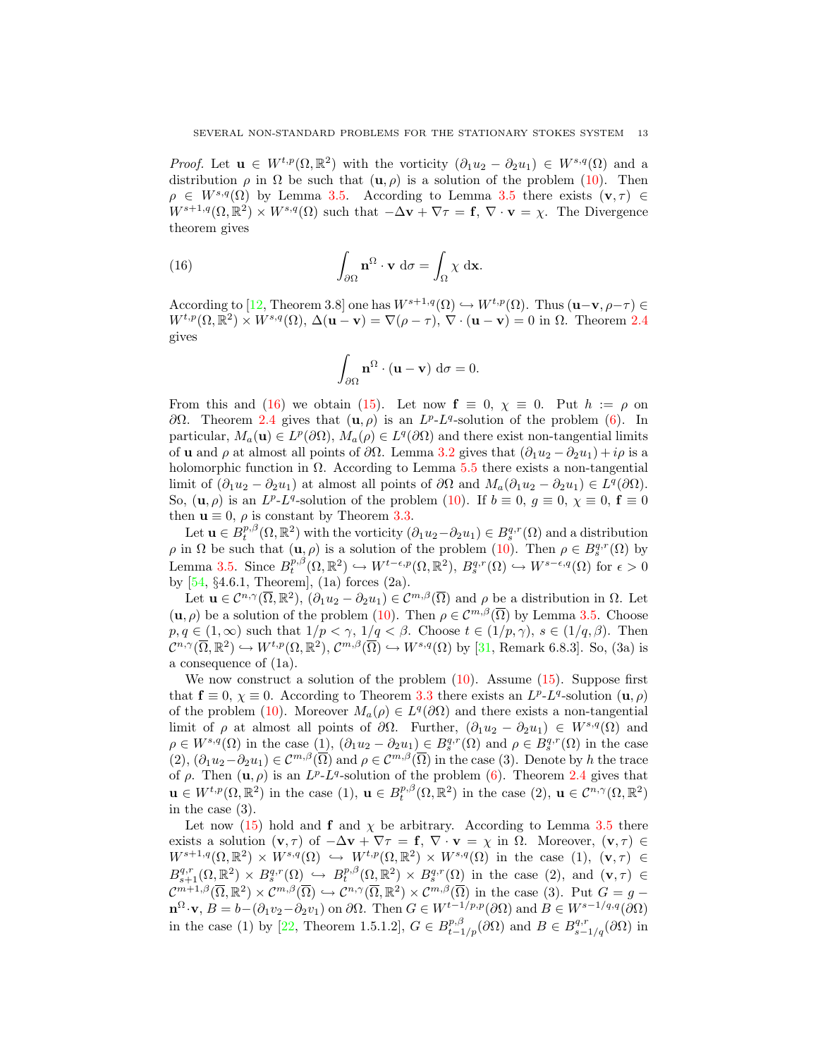*Proof.* Let $\mathbf{u} \in W^{t,p}(\Omega, \mathbb{R}^2)$ with the vorticity $(\partial_1 u_2 - \partial_2 u_1) \in W^{s,q}(\Omega)$ and a distribution $\rho$ in $\Omega$ be such that $(\mathbf{u}, \rho)$ is a solution of the problem (10). Then $\rho \in W^{s,q}(\Omega)$ by Lemma 3.5. According to Lemma 3.5 there exists $(\mathbf{v}, \tau) \in W^{s+1,q}(\Omega, \mathbb{R}^2) \times W^{s,q}(\Omega)$ such that $-\Delta \mathbf{v} + \nabla \tau = \mathbf{f}$, $\nabla \cdot \mathbf{v} = \chi$. The Divergence theorem gives

$$\int_{\partial\Omega} \mathbf{n}^\Omega \cdot \mathbf{v} \; d\sigma = \int_\Omega \chi \; d\mathbf{x}. \tag{16}$$

According to [12, Theorem 3.8] one has $W^{s+1,q}(\Omega) \hookrightarrow W^{t,p}(\Omega)$. Thus $(\mathbf{u}-\mathbf{v}, \rho-\tau) \in W^{t,p}(\Omega, \mathbb{R}^2) \times W^{s,q}(\Omega)$, $\Delta(\mathbf{u} - \mathbf{v}) = \nabla(\rho - \tau)$, $\nabla \cdot (\mathbf{u} - \mathbf{v}) = 0$ in $\Omega$. Theorem 2.4 gives

$$\int_{\partial\Omega} \mathbf{n}^\Omega \cdot (\mathbf{u} - \mathbf{v}) \; d\sigma = 0.$$

From this and (16) we obtain (15). Let now $\mathbf{f} \equiv 0$, $\chi \equiv 0$. Put $h := \rho$ on $\partial\Omega$. Theorem 2.4 gives that $(\mathbf{u}, \rho)$ is an $L^p$-$L^q$-solution of the problem (6). In particular, $M_a(\mathbf{u}) \in L^p(\partial\Omega)$, $M_a(\rho) \in L^q(\partial\Omega)$ and there exist non-tangential limits of $\mathbf{u}$ and $\rho$ at almost all points of $\partial\Omega$. Lemma 3.2 gives that $(\partial_1 u_2 - \partial_2 u_1) + i\rho$ is a holomorphic function in $\Omega$. According to Lemma 5.5 there exists a non-tangential limit of $(\partial_1 u_2 - \partial_2 u_1)$ at almost all points of $\partial\Omega$ and $M_a(\partial_1 u_2 - \partial_2 u_1) \in L^q(\partial\Omega)$. So, $(\mathbf{u}, \rho)$ is an $L^p$-$L^q$-solution of the problem (10). If $b \equiv 0$, $g \equiv 0$, $\chi \equiv 0$, $\mathbf{f} \equiv 0$ then $\mathbf{u} \equiv 0$, $\rho$ is constant by Theorem 3.3.

Let $\mathbf{u} \in B^{p,\beta}_t(\Omega, \mathbb{R}^2)$ with the vorticity $(\partial_1 u_2 - \partial_2 u_1) \in B^{q,r}_s(\Omega)$ and a distribution $\rho$ in $\Omega$ be such that $(\mathbf{u}, \rho)$ is a solution of the problem (10). Then $\rho \in B^{q,r}_s(\Omega)$ by Lemma 3.5. Since $B^{p,\beta}_t(\Omega, \mathbb{R}^2) \hookrightarrow W^{t-\epsilon,p}(\Omega, \mathbb{R}^2)$, $B^{q,r}_s(\Omega) \hookrightarrow W^{s-\epsilon,q}(\Omega)$ for $\epsilon > 0$ by [54, §4.6.1, Theorem], (1a) forces (2a).

Let $\mathbf{u} \in \mathcal{C}^{n,\gamma}(\overline{\Omega}, \mathbb{R}^2)$, $(\partial_1 u_2 - \partial_2 u_1) \in \mathcal{C}^{m,\beta}(\overline{\Omega})$ and $\rho$ be a distribution in $\Omega$. Let $(\mathbf{u}, \rho)$ be a solution of the problem (10). Then $\rho \in \mathcal{C}^{m,\beta}(\overline{\Omega})$ by Lemma 3.5. Choose $p, q \in (1, \infty)$ such that $1/p < \gamma$, $1/q < \beta$. Choose $t \in (1/p, \gamma)$, $s \in (1/q, \beta)$. Then $\mathcal{C}^{n,\gamma}(\overline{\Omega}, \mathbb{R}^2) \hookrightarrow W^{t,p}(\Omega, \mathbb{R}^2)$, $\mathcal{C}^{m,\beta}(\overline{\Omega}) \hookrightarrow W^{s,q}(\Omega)$ by [31, Remark 6.8.3]. So, (3a) is a consequence of (1a).

We now construct a solution of the problem (10). Assume (15). Suppose first that $\mathbf{f} \equiv 0$, $\chi \equiv 0$. According to Theorem 3.3 there exists an $L^p$-$L^q$-solution $(\mathbf{u}, \rho)$ of the problem (10). Moreover $M_a(\rho) \in L^q(\partial\Omega)$ and there exists a non-tangential limit of $\rho$ at almost all points of $\partial\Omega$. Further, $(\partial_1 u_2 - \partial_2 u_1) \in W^{s,q}(\Omega)$ and $\rho \in W^{s,q}(\Omega)$ in the case (1), $(\partial_1 u_2 - \partial_2 u_1) \in B^{q,r}_s(\Omega)$ and $\rho \in B^{q,r}_s(\Omega)$ in the case (2), $(\partial_1 u_2 - \partial_2 u_1) \in \mathcal{C}^{m,\beta}(\overline{\Omega})$ and $\rho \in \mathcal{C}^{m,\beta}(\overline{\Omega})$ in the case (3). Denote by $h$ the trace of $\rho$. Then $(\mathbf{u}, \rho)$ is an $L^p$-$L^q$-solution of the problem (6). Theorem 2.4 gives that $\mathbf{u} \in W^{t,p}(\Omega, \mathbb{R}^2)$ in the case (1), $\mathbf{u} \in B^{p,\beta}_t(\Omega, \mathbb{R}^2)$ in the case (2), $\mathbf{u} \in \mathcal{C}^{n,\gamma}(\Omega, \mathbb{R}^2)$ in the case (3).

Let now (15) hold and $\mathbf{f}$ and $\chi$ be arbitrary. According to Lemma 3.5 there exists a solution $(\mathbf{v}, \tau)$ of $-\Delta \mathbf{v} + \nabla \tau = \mathbf{f}$, $\nabla \cdot \mathbf{v} = \chi$ in $\Omega$. Moreover, $(\mathbf{v}, \tau) \in W^{s+1,q}(\Omega, \mathbb{R}^2) \times W^{s,q}(\Omega) \hookrightarrow W^{t,p}(\Omega, \mathbb{R}^2) \times W^{s,q}(\Omega)$ in the case (1), $(\mathbf{v}, \tau) \in B^{q,r}_{s+1}(\Omega, \mathbb{R}^2) \times B^{q,r}_s(\Omega) \hookrightarrow B^{p,\beta}_t(\Omega, \mathbb{R}^2) \times B^{q,r}_s(\Omega)$ in the case (2), and $(\mathbf{v}, \tau) \in \mathcal{C}^{m+1,\beta}(\overline{\Omega}, \mathbb{R}^2) \times \mathcal{C}^{m,\beta}(\overline{\Omega}) \hookrightarrow \mathcal{C}^{n,\gamma}(\overline{\Omega}, \mathbb{R}^2) \times \mathcal{C}^{m,\beta}(\overline{\Omega})$ in the case (3). Put $G = g - \mathbf{n}^\Omega \cdot \mathbf{v}$, $B = b - (\partial_1 v_2 - \partial_2 v_1)$ on $\partial\Omega$. Then $G \in W^{t-1/p,p}(\partial\Omega)$ and $B \in W^{s-1/q,q}(\partial\Omega)$ in the case (1) by [22, Theorem 1.5.1.2], $G \in B^{p,\beta}_{t-1/p}(\partial\Omega)$ and $B \in B^{q,r}_{s-1/q}(\partial\Omega)$ in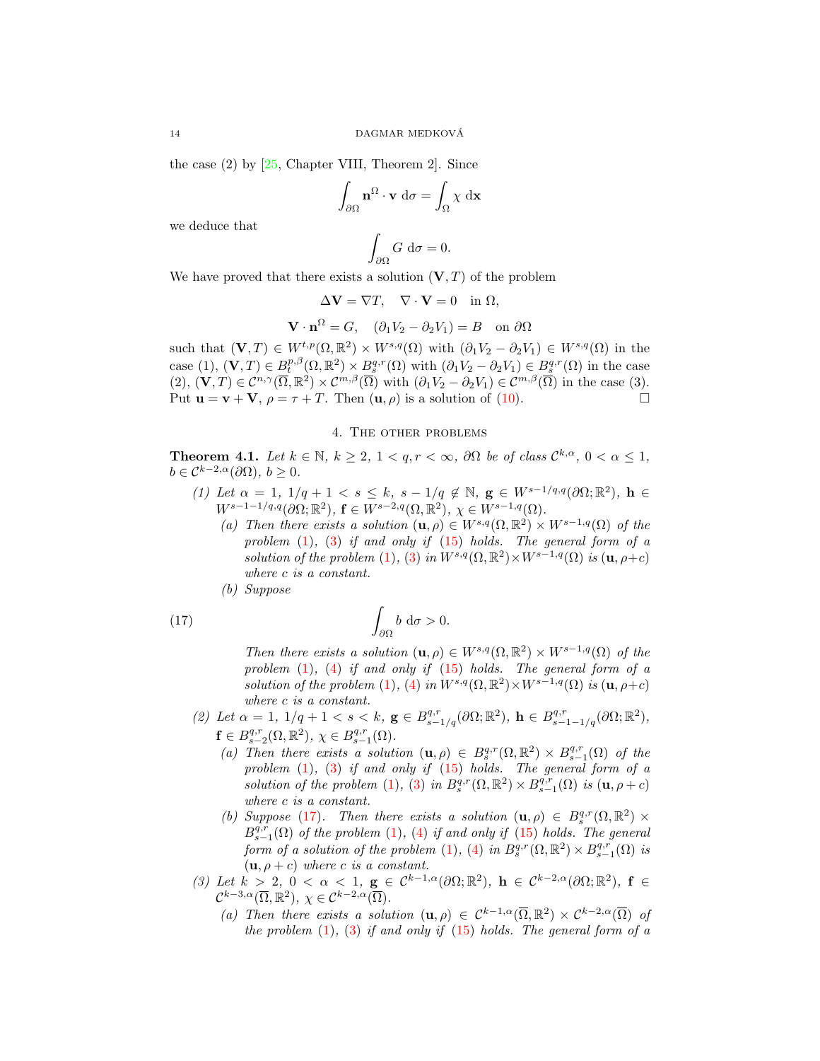the case (2) by [25, Chapter VIII, Theorem 2]. Since

$$\int_{\partial\Omega} \mathbf{n}^\Omega \cdot \mathbf{v} \, \mathrm{d}\sigma = \int_\Omega \chi \, \mathrm{d}\mathbf{x}$$

we deduce that

$$\int_{\partial\Omega} G \, \mathrm{d}\sigma = 0.$$

We have proved that there exists a solution $(\mathbf{V}, T)$ of the problem

$$\Delta \mathbf{V} = \nabla T, \quad \nabla \cdot \mathbf{V} = 0 \quad \text{in } \Omega,$$

$$\mathbf{V} \cdot \mathbf{n}^\Omega = G, \quad (\partial_1 V_2 - \partial_2 V_1) = B \quad \text{on } \partial\Omega$$

such that $(\mathbf{V}, T) \in W^{t,p}(\Omega, \mathbb{R}^2) \times W^{s,q}(\Omega)$ with $(\partial_1 V_2 - \partial_2 V_1) \in W^{s,q}(\Omega)$ in the case (1), $(\mathbf{V}, T) \in B^{p,\beta}_t(\Omega, \mathbb{R}^2) \times B^{q,r}_s(\Omega)$ with $(\partial_1 V_2 - \partial_2 V_1) \in B^{q,r}_s(\Omega)$ in the case (2), $(\mathbf{V}, T) \in \mathcal{C}^{n,\gamma}(\overline{\Omega}, \mathbb{R}^2) \times \mathcal{C}^{m,\beta}(\overline{\Omega})$ with $(\partial_1 V_2 - \partial_2 V_1) \in \mathcal{C}^{m,\beta}(\overline{\Omega})$ in the case (3). Put $\mathbf{u} = \mathbf{v} + \mathbf{V}$, $\rho = \tau + T$. Then $(\mathbf{u}, \rho)$ is a solution of (10). $\square$

## 4. The other problems

**Theorem 4.1.** *Let $k \in \mathbb{N}$, $k \geq 2$, $1 < q, r < \infty$, $\partial\Omega$ be of class $\mathcal{C}^{k,\alpha}$, $0 < \alpha \leq 1$, $b \in \mathcal{C}^{k-2,\alpha}(\partial\Omega)$, $b \geq 0$.*

*(1) Let $\alpha = 1$, $1/q + 1 < s \leq k$, $s - 1/q \notin \mathbb{N}$, $\mathbf{g} \in W^{s-1/q,q}(\partial\Omega; \mathbb{R}^2)$, $\mathbf{h} \in W^{s-1-1/q,q}(\partial\Omega; \mathbb{R}^2)$, $\mathbf{f} \in W^{s-2,q}(\Omega, \mathbb{R}^2)$, $\chi \in W^{s-1,q}(\Omega)$.*

*(a) Then there exists a solution $(\mathbf{u}, \rho) \in W^{s,q}(\Omega, \mathbb{R}^2) \times W^{s-1,q}(\Omega)$ of the problem (1), (3) if and only if (15) holds. The general form of a solution of the problem (1), (3) in $W^{s,q}(\Omega, \mathbb{R}^2) \times W^{s-1,q}(\Omega)$ is $(\mathbf{u}, \rho + c)$ where $c$ is a constant.*

*(b) Suppose*

$$\int_{\partial\Omega} b \, \mathrm{d}\sigma > 0. \tag{17}$$

*Then there exists a solution $(\mathbf{u}, \rho) \in W^{s,q}(\Omega, \mathbb{R}^2) \times W^{s-1,q}(\Omega)$ of the problem (1), (4) if and only if (15) holds. The general form of a solution of the problem (1), (4) in $W^{s,q}(\Omega, \mathbb{R}^2) \times W^{s-1,q}(\Omega)$ is $(\mathbf{u}, \rho + c)$ where $c$ is a constant.*

*(2) Let $\alpha = 1$, $1/q + 1 < s < k$, $\mathbf{g} \in B^{q,r}_{s-1/q}(\partial\Omega; \mathbb{R}^2)$, $\mathbf{h} \in B^{q,r}_{s-1-1/q}(\partial\Omega; \mathbb{R}^2)$, $\mathbf{f} \in B^{q,r}_{s-2}(\Omega, \mathbb{R}^2)$, $\chi \in B^{q,r}_{s-1}(\Omega)$.*

*(a) Then there exists a solution $(\mathbf{u}, \rho) \in B^{q,r}_s(\Omega, \mathbb{R}^2) \times B^{q,r}_{s-1}(\Omega)$ of the problem (1), (3) if and only if (15) holds. The general form of a solution of the problem (1), (3) in $B^{q,r}_s(\Omega, \mathbb{R}^2) \times B^{q,r}_{s-1}(\Omega)$ is $(\mathbf{u}, \rho + c)$ where $c$ is a constant.*

*(b) Suppose (17). Then there exists a solution $(\mathbf{u}, \rho) \in B^{q,r}_s(\Omega, \mathbb{R}^2) \times B^{q,r}_{s-1}(\Omega)$ of the problem (1), (4) if and only if (15) holds. The general form of a solution of the problem (1), (4) in $B^{q,r}_s(\Omega, \mathbb{R}^2) \times B^{q,r}_{s-1}(\Omega)$ is $(\mathbf{u}, \rho + c)$ where $c$ is a constant.*

*(3) Let $k > 2$, $0 < \alpha < 1$, $\mathbf{g} \in \mathcal{C}^{k-1,\alpha}(\partial\Omega; \mathbb{R}^2)$, $\mathbf{h} \in \mathcal{C}^{k-2,\alpha}(\partial\Omega; \mathbb{R}^2)$, $\mathbf{f} \in \mathcal{C}^{k-3,\alpha}(\overline{\Omega}, \mathbb{R}^2)$, $\chi \in \mathcal{C}^{k-2,\alpha}(\overline{\Omega})$.*

*(a) Then there exists a solution $(\mathbf{u}, \rho) \in \mathcal{C}^{k-1,\alpha}(\overline{\Omega}, \mathbb{R}^2) \times \mathcal{C}^{k-2,\alpha}(\overline{\Omega})$ of the problem (1), (3) if and only if (15) holds. The general form of a*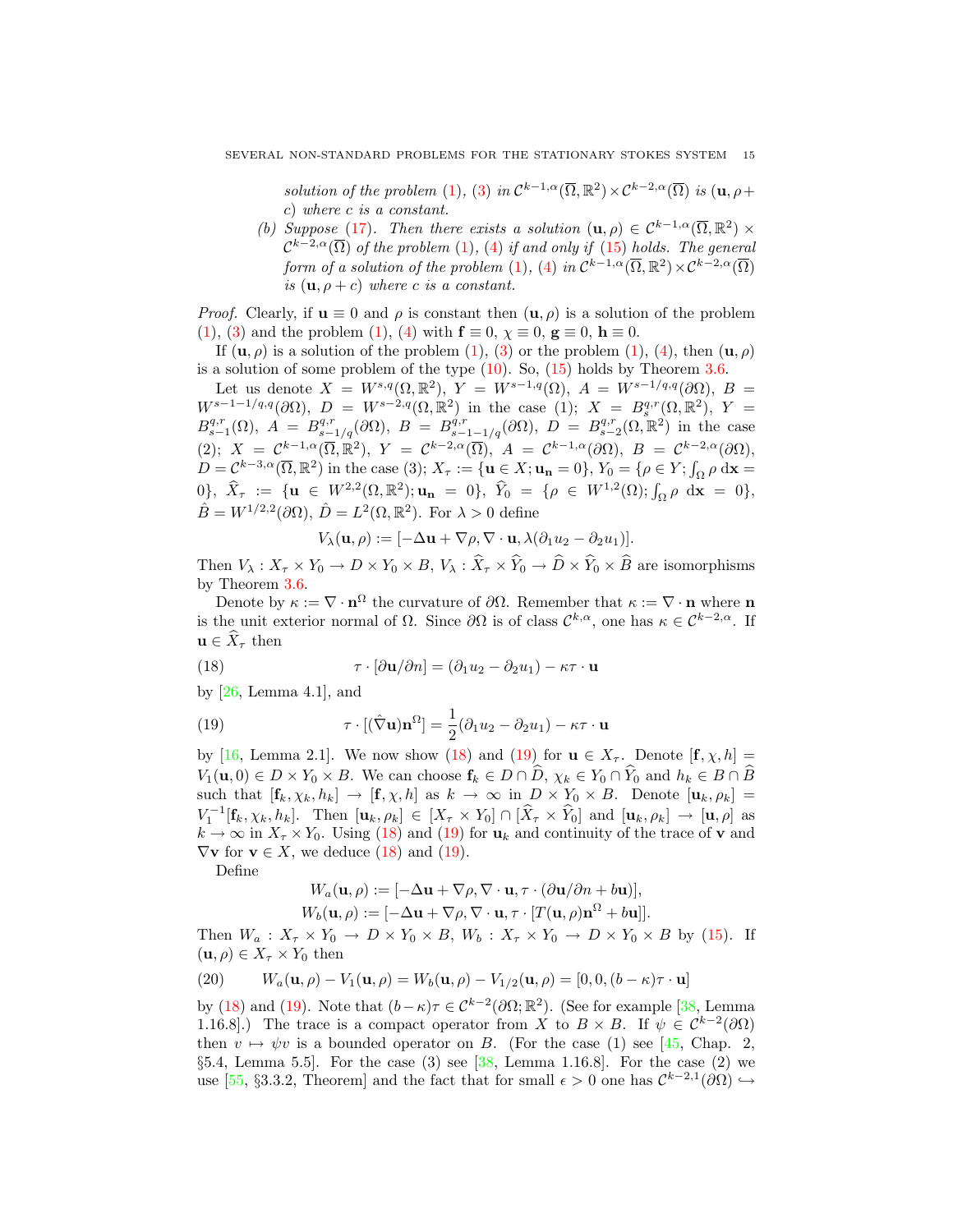*solution of the problem (1), (3) in $\mathcal{C}^{k-1,\alpha}(\overline{\Omega},\mathbb{R}^2)\times\mathcal{C}^{k-2,\alpha}(\overline{\Omega})$ is $(\mathbf{u},\rho+c)$ where $c$ is a constant.*

(b) *Suppose (17). Then there exists a solution $(\mathbf{u},\rho)\in\mathcal{C}^{k-1,\alpha}(\overline{\Omega},\mathbb{R}^2)\times\mathcal{C}^{k-2,\alpha}(\overline{\Omega})$ of the problem (1), (4) if and only if (15) holds. The general form of a solution of the problem (1), (4) in $\mathcal{C}^{k-1,\alpha}(\overline{\Omega},\mathbb{R}^2)\times\mathcal{C}^{k-2,\alpha}(\overline{\Omega})$ is $(\mathbf{u},\rho+c)$ where $c$ is a constant.*

*Proof.* Clearly, if $\mathbf{u}\equiv 0$ and $\rho$ is constant then $(\mathbf{u},\rho)$ is a solution of the problem (1), (3) and the problem (1), (4) with $\mathbf{f}\equiv 0$, $\chi\equiv 0$, $\mathbf{g}\equiv 0$, $\mathbf{h}\equiv 0$.

If $(\mathbf{u},\rho)$ is a solution of the problem (1), (3) or the problem (1), (4), then $(\mathbf{u},\rho)$ is a solution of some problem of the type (10). So, (15) holds by Theorem 3.6.

Let us denote $X=W^{s,q}(\Omega,\mathbb{R}^2)$, $Y=W^{s-1,q}(\Omega)$, $A=W^{s-1/q,q}(\partial\Omega)$, $B=W^{s-1-1/q,q}(\partial\Omega)$, $D=W^{s-2,q}(\Omega,\mathbb{R}^2)$ in the case (1); $X=B^{q,r}_s(\Omega,\mathbb{R}^2)$, $Y=B^{q,r}_{s-1}(\Omega)$, $A=B^{q,r}_{s-1/q}(\partial\Omega)$, $B=B^{q,r}_{s-1-1/q}(\partial\Omega)$, $D=B^{q,r}_{s-2}(\Omega,\mathbb{R}^2)$ in the case (2); $X=\mathcal{C}^{k-1,\alpha}(\overline{\Omega},\mathbb{R}^2)$, $Y=\mathcal{C}^{k-2,\alpha}(\overline{\Omega})$, $A=\mathcal{C}^{k-1,\alpha}(\partial\Omega)$, $B=\mathcal{C}^{k-2,\alpha}(\partial\Omega)$, $D=\mathcal{C}^{k-3,\alpha}(\overline{\Omega},\mathbb{R}^2)$ in the case (3); $X_\tau:=\{\mathbf{u}\in X;\mathbf{u_n}=0\}$, $Y_0=\{\rho\in Y;\int_\Omega\rho\ \mathrm{d}\mathbf{x}=0\}$, $\widehat{X}_\tau:=\{\mathbf{u}\in W^{2,2}(\Omega,\mathbb{R}^2);\mathbf{u_n}=0\}$, $\widehat{Y}_0=\{\rho\in W^{1,2}(\Omega);\int_\Omega\rho\ \mathrm{d}\mathbf{x}=0\}$, $\hat{B}=W^{1/2,2}(\partial\Omega)$, $\hat{D}=L^2(\Omega,\mathbb{R}^2)$. For $\lambda>0$ define

$$V_\lambda(\mathbf{u},\rho):=[-\Delta\mathbf{u}+\nabla\rho,\nabla\cdot\mathbf{u},\lambda(\partial_1 u_2-\partial_2 u_1)].$$

Then $V_\lambda: X_\tau\times Y_0\to D\times Y_0\times B$, $V_\lambda:\widehat{X}_\tau\times\widehat{Y}_0\to\widehat{D}\times\widehat{Y}_0\times\widehat{B}$ are isomorphisms by Theorem 3.6.

Denote by $\kappa:=\nabla\cdot\mathbf{n}^\Omega$ the curvature of $\partial\Omega$. Remember that $\kappa:=\nabla\cdot\mathbf{n}$ where $\mathbf{n}$ is the unit exterior normal of $\Omega$. Since $\partial\Omega$ is of class $\mathcal{C}^{k,\alpha}$, one has $\kappa\in\mathcal{C}^{k-2,\alpha}$. If $\mathbf{u}\in\widehat{X}_\tau$ then

$$\tau\cdot[\partial\mathbf{u}/\partial n]=(\partial_1 u_2-\partial_2 u_1)-\kappa\tau\cdot\mathbf{u} \tag{18}$$

by [26, Lemma 4.1], and

$$\tau\cdot[(\hat{\nabla}\mathbf{u})\mathbf{n}^\Omega]=\frac{1}{2}(\partial_1 u_2-\partial_2 u_1)-\kappa\tau\cdot\mathbf{u} \tag{19}$$

by [16, Lemma 2.1]. We now show (18) and (19) for $\mathbf{u}\in X_\tau$. Denote $[\mathbf{f},\chi,h]=V_1(\mathbf{u},0)\in D\times Y_0\times B$. We can choose $\mathbf{f}_k\in D\cap\widehat{D}$, $\chi_k\in Y_0\cap\widehat{Y}_0$ and $h_k\in B\cap\widehat{B}$ such that $[\mathbf{f}_k,\chi_k,h_k]\to[\mathbf{f},\chi,h]$ as $k\to\infty$ in $D\times Y_0\times B$. Denote $[\mathbf{u}_k,\rho_k]=V_1^{-1}[\mathbf{f}_k,\chi_k,h_k]$. Then $[\mathbf{u}_k,\rho_k]\in[X_\tau\times Y_0]\cap[\widehat{X}_\tau\times\widehat{Y}_0]$ and $[\mathbf{u}_k,\rho_k]\to[\mathbf{u},\rho]$ as $k\to\infty$ in $X_\tau\times Y_0$. Using (18) and (19) for $\mathbf{u}_k$ and continuity of the trace of $\mathbf{v}$ and $\nabla\mathbf{v}$ for $\mathbf{v}\in X$, we deduce (18) and (19).

Define

$$W_a(\mathbf{u},\rho):=[-\Delta\mathbf{u}+\nabla\rho,\nabla\cdot\mathbf{u},\tau\cdot(\partial\mathbf{u}/\partial n+b\mathbf{u})],$$
$$W_b(\mathbf{u},\rho):=[-\Delta\mathbf{u}+\nabla\rho,\nabla\cdot\mathbf{u},\tau\cdot[T(\mathbf{u},\rho)\mathbf{n}^\Omega+b\mathbf{u}]].$$

Then $W_a: X_\tau\times Y_0\to D\times Y_0\times B$, $W_b: X_\tau\times Y_0\to D\times Y_0\times B$ by (15). If $(\mathbf{u},\rho)\in X_\tau\times Y_0$ then

$$W_a(\mathbf{u},\rho)-V_1(\mathbf{u},\rho)=W_b(\mathbf{u},\rho)-V_{1/2}(\mathbf{u},\rho)=[0,0,(b-\kappa)\tau\cdot\mathbf{u}] \tag{20}$$

by (18) and (19). Note that $(b-\kappa)\tau\in\mathcal{C}^{k-2}(\partial\Omega;\mathbb{R}^2)$. (See for example [38, Lemma 1.16.8].) The trace is a compact operator from $X$ to $B\times B$. If $\psi\in\mathcal{C}^{k-2}(\partial\Omega)$ then $v\mapsto\psi v$ is a bounded operator on $B$. (For the case (1) see [45, Chap. 2, §5.4, Lemma 5.5]. For the case (3) see [38, Lemma 1.16.8]. For the case (2) we use [55, §3.3.2, Theorem] and the fact that for small $\epsilon>0$ one has $\mathcal{C}^{k-2,1}(\partial\Omega)\hookrightarrow$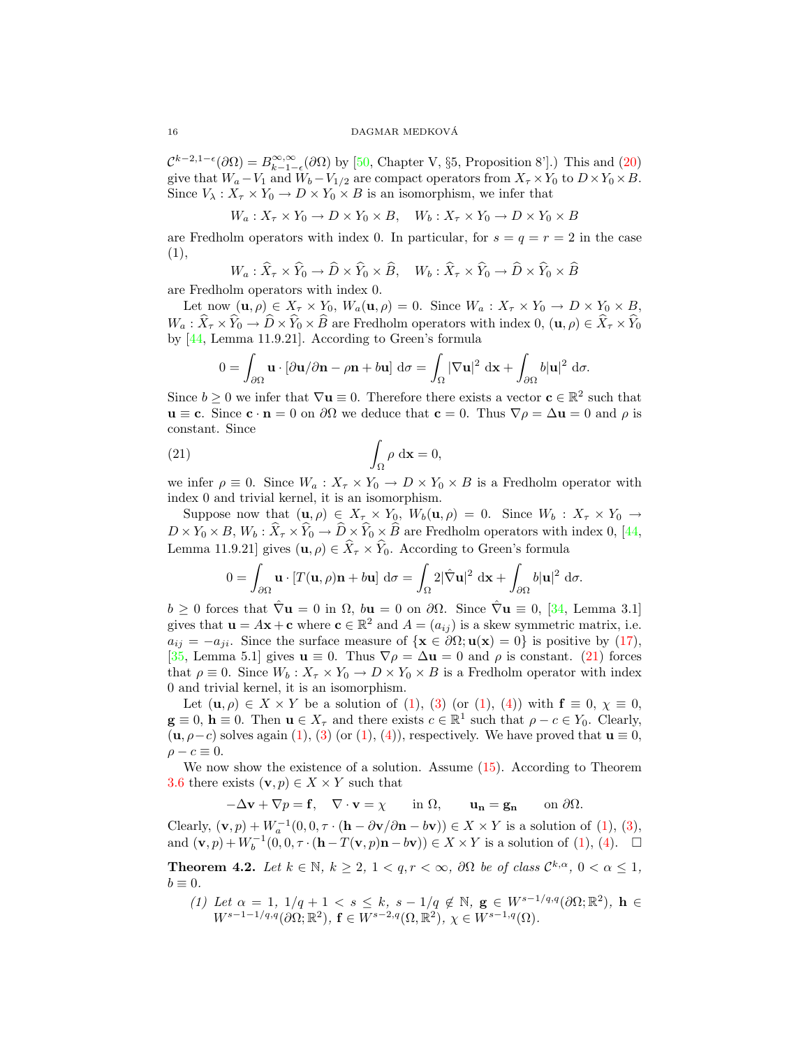$\mathcal{C}^{k-2,1-\epsilon}(\partial\Omega) = B^{\infty,\infty}_{k-1-\epsilon}(\partial\Omega)$ by [50, Chapter V, §5, Proposition 8'].) This and (20) give that $W_a - V_1$ and $W_b - V_{1/2}$ are compact operators from $X_\tau \times Y_0$ to $D \times Y_0 \times B$. Since $V_\lambda : X_\tau \times Y_0 \to D \times Y_0 \times B$ is an isomorphism, we infer that

$$W_a : X_\tau \times Y_0 \to D \times Y_0 \times B, \quad W_b : X_\tau \times Y_0 \to D \times Y_0 \times B$$

are Fredholm operators with index 0. In particular, for $s = q = r = 2$ in the case (1),

$$W_a : \widehat{X}_\tau \times \widehat{Y}_0 \to \widehat{D} \times \widehat{Y}_0 \times \widehat{B}, \quad W_b : \widehat{X}_\tau \times \widehat{Y}_0 \to \widehat{D} \times \widehat{Y}_0 \times \widehat{B}$$

are Fredholm operators with index 0.

Let now $(\mathbf{u}, \rho) \in X_\tau \times Y_0$, $W_a(\mathbf{u}, \rho) = 0$. Since $W_a : X_\tau \times Y_0 \to D \times Y_0 \times B$, $W_a : \widehat{X}_\tau \times \widehat{Y}_0 \to \widehat{D} \times \widehat{Y}_0 \times \widehat{B}$ are Fredholm operators with index 0, $(\mathbf{u}, \rho) \in \widehat{X}_\tau \times \widehat{Y}_0$ by [44, Lemma 11.9.21]. According to Green's formula

$$0 = \int_{\partial\Omega} \mathbf{u} \cdot [\partial \mathbf{u}/\partial \mathbf{n} - \rho \mathbf{n} + b\mathbf{u}] \, d\sigma = \int_\Omega |\nabla \mathbf{u}|^2 \, d\mathbf{x} + \int_{\partial\Omega} b|\mathbf{u}|^2 \, d\sigma.$$

Since $b \geq 0$ we infer that $\nabla \mathbf{u} \equiv 0$. Therefore there exists a vector $\mathbf{c} \in \mathbb{R}^2$ such that $\mathbf{u} \equiv \mathbf{c}$. Since $\mathbf{c} \cdot \mathbf{n} = 0$ on $\partial\Omega$ we deduce that $\mathbf{c} = 0$. Thus $\nabla \rho = \Delta \mathbf{u} = 0$ and $\rho$ is constant. Since

$$\int_\Omega \rho \, d\mathbf{x} = 0, \tag{21}$$

we infer $\rho \equiv 0$. Since $W_a : X_\tau \times Y_0 \to D \times Y_0 \times B$ is a Fredholm operator with index 0 and trivial kernel, it is an isomorphism.

Suppose now that $(\mathbf{u}, \rho) \in X_\tau \times Y_0$, $W_b(\mathbf{u}, \rho) = 0$. Since $W_b : X_\tau \times Y_0 \to D \times Y_0 \times B$, $W_b : \widehat{X}_\tau \times \widehat{Y}_0 \to \widehat{D} \times \widehat{Y}_0 \times \widehat{B}$ are Fredholm operators with index 0, [44, Lemma 11.9.21] gives $(\mathbf{u}, \rho) \in \widehat{X}_\tau \times \widehat{Y}_0$. According to Green's formula

$$0 = \int_{\partial\Omega} \mathbf{u} \cdot [T(\mathbf{u}, \rho)\mathbf{n} + b\mathbf{u}] \, d\sigma = \int_\Omega 2|\hat{\nabla} \mathbf{u}|^2 \, d\mathbf{x} + \int_{\partial\Omega} b|\mathbf{u}|^2 \, d\sigma.$$

$b \geq 0$ forces that $\hat{\nabla} \mathbf{u} = 0$ in $\Omega$, $b\mathbf{u} = 0$ on $\partial\Omega$. Since $\hat{\nabla} \mathbf{u} \equiv 0$, [34, Lemma 3.1] gives that $\mathbf{u} = A\mathbf{x} + \mathbf{c}$ where $\mathbf{c} \in \mathbb{R}^2$ and $A = (a_{ij})$ is a skew symmetric matrix, i.e. $a_{ij} = -a_{ji}$. Since the surface measure of $\{\mathbf{x} \in \partial\Omega; \mathbf{u}(\mathbf{x}) = 0\}$ is positive by (17), [35, Lemma 5.1] gives $\mathbf{u} \equiv 0$. Thus $\nabla \rho = \Delta \mathbf{u} = 0$ and $\rho$ is constant. (21) forces that $\rho \equiv 0$. Since $W_b : X_\tau \times Y_0 \to D \times Y_0 \times B$ is a Fredholm operator with index 0 and trivial kernel, it is an isomorphism.

Let $(\mathbf{u}, \rho) \in X \times Y$ be a solution of (1), (3) (or (1), (4)) with $\mathbf{f} \equiv 0$, $\chi \equiv 0$, $\mathbf{g} \equiv 0$, $\mathbf{h} \equiv 0$. Then $\mathbf{u} \in X_\tau$ and there exists $c \in \mathbb{R}^1$ such that $\rho - c \in Y_0$. Clearly, $(\mathbf{u}, \rho - c)$ solves again (1), (3) (or (1), (4)), respectively. We have proved that $\mathbf{u} \equiv 0$, $\rho - c \equiv 0$.

We now show the existence of a solution. Assume (15). According to Theorem 3.6 there exists $(\mathbf{v}, p) \in X \times Y$ such that

$$-\Delta \mathbf{v} + \nabla p = \mathbf{f}, \quad \nabla \cdot \mathbf{v} = \chi \quad \text{in } \Omega, \quad \mathbf{u_n} = \mathbf{g_n} \quad \text{on } \partial\Omega.$$

Clearly, $(\mathbf{v}, p) + W_a^{-1}(0, 0, \tau \cdot (\mathbf{h} - \partial \mathbf{v}/\partial \mathbf{n} - b\mathbf{v})) \in X \times Y$ is a solution of (1), (3), and $(\mathbf{v}, p) + W_b^{-1}(0, 0, \tau \cdot (\mathbf{h} - T(\mathbf{v}, p)\mathbf{n} - b\mathbf{v})) \in X \times Y$ is a solution of (1), (4). $\square$

**Theorem 4.2.** *Let $k \in \mathbb{N}$, $k \geq 2$, $1 < q, r < \infty$, $\partial\Omega$ be of class $\mathcal{C}^{k,\alpha}$, $0 < \alpha \leq 1$, $b \equiv 0$.*

*(1) Let $\alpha = 1$, $1/q + 1 < s \leq k$, $s - 1/q \notin \mathbb{N}$, $\mathbf{g} \in W^{s-1/q,q}(\partial\Omega; \mathbb{R}^2)$, $\mathbf{h} \in W^{s-1-1/q,q}(\partial\Omega; \mathbb{R}^2)$, $\mathbf{f} \in W^{s-2,q}(\Omega, \mathbb{R}^2)$, $\chi \in W^{s-1,q}(\Omega)$.*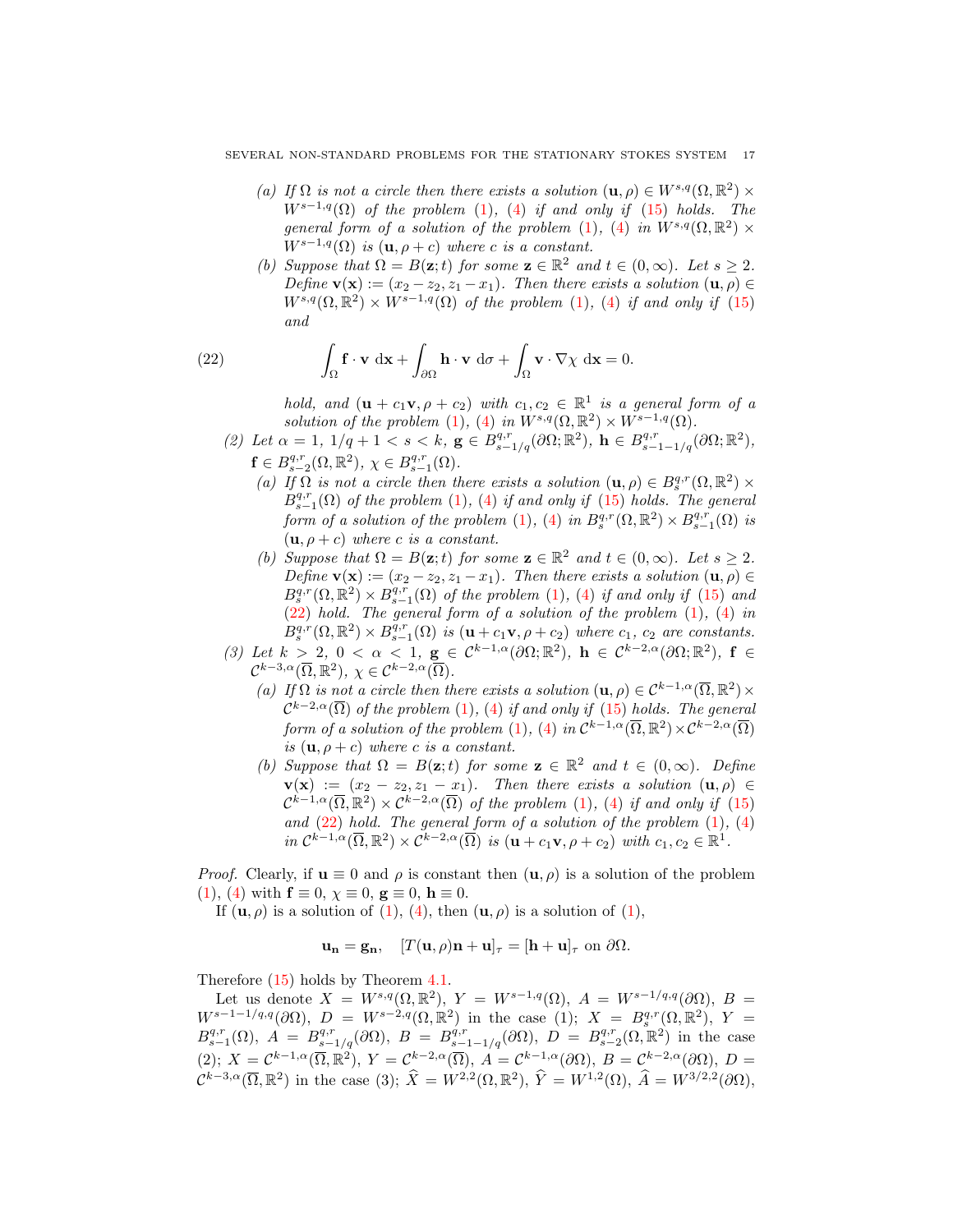(a) *If $\Omega$ is not a circle then there exists a solution $(\mathbf{u},\rho) \in W^{s,q}(\Omega,\mathbb{R}^2) \times W^{s-1,q}(\Omega)$ of the problem (1), (4) if and only if (15) holds. The general form of a solution of the problem (1), (4) in $W^{s,q}(\Omega,\mathbb{R}^2) \times W^{s-1,q}(\Omega)$ is $(\mathbf{u},\rho + c)$ where $c$ is a constant.*

(b) *Suppose that $\Omega = B(\mathbf{z};t)$ for some $\mathbf{z} \in \mathbb{R}^2$ and $t \in (0,\infty)$. Let $s \geq 2$. Define $\mathbf{v}(\mathbf{x}) := (x_2 - z_2, z_1 - x_1)$. Then there exists a solution $(\mathbf{u},\rho) \in W^{s,q}(\Omega,\mathbb{R}^2) \times W^{s-1,q}(\Omega)$ of the problem (1), (4) if and only if (15) and*

$$\int_\Omega \mathbf{f} \cdot \mathbf{v} \, \mathrm{d}\mathbf{x} + \int_{\partial\Omega} \mathbf{h} \cdot \mathbf{v} \, \mathrm{d}\sigma + \int_\Omega \mathbf{v} \cdot \nabla\chi \, \mathrm{d}\mathbf{x} = 0. \tag{22}$$

*hold, and $(\mathbf{u} + c_1\mathbf{v}, \rho + c_2)$ with $c_1, c_2 \in \mathbb{R}^1$ is a general form of a solution of the problem (1), (4) in $W^{s,q}(\Omega,\mathbb{R}^2) \times W^{s-1,q}(\Omega)$.*

(2) *Let $\alpha = 1$, $1/q + 1 < s < k$, $\mathbf{g} \in B^{q,r}_{s-1/q}(\partial\Omega;\mathbb{R}^2)$, $\mathbf{h} \in B^{q,r}_{s-1-1/q}(\partial\Omega;\mathbb{R}^2)$, $\mathbf{f} \in B^{q,r}_{s-2}(\Omega,\mathbb{R}^2)$, $\chi \in B^{q,r}_{s-1}(\Omega)$.*

(a) *If $\Omega$ is not a circle then there exists a solution $(\mathbf{u},\rho) \in B^{q,r}_s(\Omega,\mathbb{R}^2) \times B^{q,r}_{s-1}(\Omega)$ of the problem (1), (4) if and only if (15) holds. The general form of a solution of the problem (1), (4) in $B^{q,r}_s(\Omega,\mathbb{R}^2) \times B^{q,r}_{s-1}(\Omega)$ is $(\mathbf{u},\rho + c)$ where $c$ is a constant.*

(b) *Suppose that $\Omega = B(\mathbf{z};t)$ for some $\mathbf{z} \in \mathbb{R}^2$ and $t \in (0,\infty)$. Let $s \geq 2$. Define $\mathbf{v}(\mathbf{x}) := (x_2 - z_2, z_1 - x_1)$. Then there exists a solution $(\mathbf{u},\rho) \in B^{q,r}_s(\Omega,\mathbb{R}^2) \times B^{q,r}_{s-1}(\Omega)$ of the problem (1), (4) if and only if (15) and (22) hold. The general form of a solution of the problem (1), (4) in $B^{q,r}_s(\Omega,\mathbb{R}^2) \times B^{q,r}_{s-1}(\Omega)$ is $(\mathbf{u} + c_1\mathbf{v}, \rho + c_2)$ where $c_1$, $c_2$ are constants.*

(3) *Let $k > 2$, $0 < \alpha < 1$, $\mathbf{g} \in \mathcal{C}^{k-1,\alpha}(\partial\Omega;\mathbb{R}^2)$, $\mathbf{h} \in \mathcal{C}^{k-2,\alpha}(\partial\Omega;\mathbb{R}^2)$, $\mathbf{f} \in \mathcal{C}^{k-3,\alpha}(\overline{\Omega},\mathbb{R}^2)$, $\chi \in \mathcal{C}^{k-2,\alpha}(\overline{\Omega})$.*

(a) *If $\Omega$ is not a circle then there exists a solution $(\mathbf{u},\rho) \in \mathcal{C}^{k-1,\alpha}(\overline{\Omega},\mathbb{R}^2) \times \mathcal{C}^{k-2,\alpha}(\overline{\Omega})$ of the problem (1), (4) if and only if (15) holds. The general form of a solution of the problem (1), (4) in $\mathcal{C}^{k-1,\alpha}(\overline{\Omega},\mathbb{R}^2) \times \mathcal{C}^{k-2,\alpha}(\overline{\Omega})$ is $(\mathbf{u},\rho + c)$ where $c$ is a constant.*

(b) *Suppose that $\Omega = B(\mathbf{z};t)$ for some $\mathbf{z} \in \mathbb{R}^2$ and $t \in (0,\infty)$. Define $\mathbf{v}(\mathbf{x}) := (x_2 - z_2, z_1 - x_1)$. Then there exists a solution $(\mathbf{u},\rho) \in \mathcal{C}^{k-1,\alpha}(\overline{\Omega},\mathbb{R}^2) \times \mathcal{C}^{k-2,\alpha}(\overline{\Omega})$ of the problem (1), (4) if and only if (15) and (22) hold. The general form of a solution of the problem (1), (4) in $\mathcal{C}^{k-1,\alpha}(\overline{\Omega},\mathbb{R}^2) \times \mathcal{C}^{k-2,\alpha}(\overline{\Omega})$ is $(\mathbf{u} + c_1\mathbf{v}, \rho + c_2)$ with $c_1, c_2 \in \mathbb{R}^1$.*

*Proof.* Clearly, if $\mathbf{u} \equiv 0$ and $\rho$ is constant then $(\mathbf{u},\rho)$ is a solution of the problem (1), (4) with $\mathbf{f} \equiv 0$, $\chi \equiv 0$, $\mathbf{g} \equiv 0$, $\mathbf{h} \equiv 0$.

If $(\mathbf{u},\rho)$ is a solution of (1), (4), then $(\mathbf{u},\rho)$ is a solution of (1),

$$\mathbf{u_n} = \mathbf{g_n}, \quad [T(\mathbf{u},\rho)\mathbf{n} + \mathbf{u}]_\tau = [\mathbf{h} + \mathbf{u}]_\tau \text{ on } \partial\Omega.$$

Therefore (15) holds by Theorem 4.1.

Let us denote $X = W^{s,q}(\Omega,\mathbb{R}^2)$, $Y = W^{s-1,q}(\Omega)$, $A = W^{s-1/q,q}(\partial\Omega)$, $B = W^{s-1-1/q,q}(\partial\Omega)$, $D = W^{s-2,q}(\Omega,\mathbb{R}^2)$ in the case (1); $X = B^{q,r}_s(\Omega,\mathbb{R}^2)$, $Y = B^{q,r}_{s-1}(\Omega)$, $A = B^{q,r}_{s-1/q}(\partial\Omega)$, $B = B^{q,r}_{s-1-1/q}(\partial\Omega)$, $D = B^{q,r}_{s-2}(\Omega,\mathbb{R}^2)$ in the case (2); $X = \mathcal{C}^{k-1,\alpha}(\overline{\Omega},\mathbb{R}^2)$, $Y = \mathcal{C}^{k-2,\alpha}(\overline{\Omega})$, $A = \mathcal{C}^{k-1,\alpha}(\partial\Omega)$, $B = \mathcal{C}^{k-2,\alpha}(\partial\Omega)$, $D = \mathcal{C}^{k-3,\alpha}(\overline{\Omega},\mathbb{R}^2)$ in the case (3); $\widehat{X} = W^{2,2}(\Omega,\mathbb{R}^2)$, $\widehat{Y} = W^{1,2}(\Omega)$, $\widehat{A} = W^{3/2,2}(\partial\Omega)$,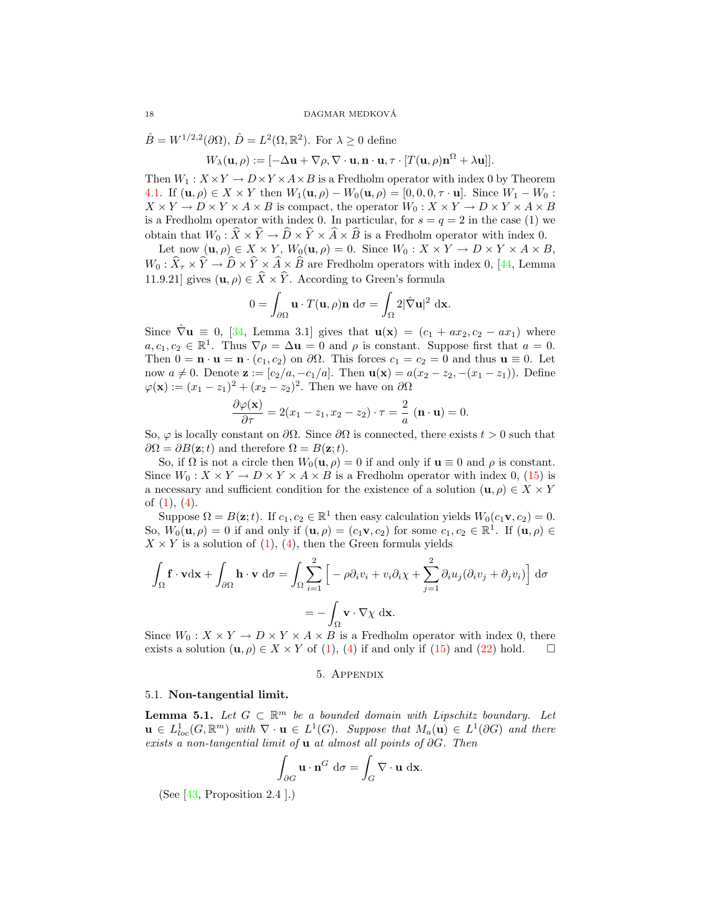$\hat{B} = W^{1/2,2}(\partial\Omega)$, $\hat{D} = L^2(\Omega, \mathbb{R}^2)$. For $\lambda \geq 0$ define

$$W_\lambda(\mathbf{u}, \rho) := [-\Delta\mathbf{u} + \nabla\rho, \nabla\cdot\mathbf{u}, \mathbf{n}\cdot\mathbf{u}, \tau\cdot[T(\mathbf{u}, \rho)\mathbf{n}^\Omega + \lambda\mathbf{u}]].$$

Then $W_1 : X\times Y \to D\times Y\times A\times B$ is a Fredholm operator with index 0 by Theorem 4.1. If $(\mathbf{u}, \rho) \in X\times Y$ then $W_1(\mathbf{u}, \rho) - W_0(\mathbf{u}, \rho) = [0, 0, 0, \tau\cdot\mathbf{u}]$. Since $W_1 - W_0 : X\times Y \to D\times Y\times A\times B$ is compact, the operator $W_0 : X\times Y \to D\times Y\times A\times B$ is a Fredholm operator with index 0. In particular, for $s = q = 2$ in the case (1) we obtain that $W_0 : \widehat{X}\times\widehat{Y} \to \widehat{D}\times\widehat{Y}\times\widehat{A}\times\widehat{B}$ is a Fredholm operator with index 0.

Let now $(\mathbf{u}, \rho) \in X\times Y$, $W_0(\mathbf{u}, \rho) = 0$. Since $W_0 : X\times Y \to D\times Y\times A\times B$, $W_0 : \widehat{X}_\tau\times\widehat{Y} \to \widehat{D}\times\widehat{Y}\times\widehat{A}\times\widehat{B}$ are Fredholm operators with index 0, [44, Lemma 11.9.21] gives $(\mathbf{u}, \rho) \in \widehat{X}\times\widehat{Y}$. According to Green's formula

$$0 = \int_{\partial\Omega} \mathbf{u}\cdot T(\mathbf{u}, \rho)\mathbf{n}\, d\sigma = \int_\Omega 2|\hat{\nabla}\mathbf{u}|^2\, d\mathbf{x}.$$

Since $\hat{\nabla}\mathbf{u} \equiv 0$, [34, Lemma 3.1] gives that $\mathbf{u}(\mathbf{x}) = (c_1 + ax_2, c_2 - ax_1)$ where $a, c_1, c_2 \in \mathbb{R}^1$. Thus $\nabla\rho = \Delta\mathbf{u} = 0$ and $\rho$ is constant. Suppose first that $a = 0$. Then $0 = \mathbf{n}\cdot\mathbf{u} = \mathbf{n}\cdot(c_1, c_2)$ on $\partial\Omega$. This forces $c_1 = c_2 = 0$ and thus $\mathbf{u} \equiv 0$. Let now $a \neq 0$. Denote $\mathbf{z} := [c_2/a, -c_1/a]$. Then $\mathbf{u}(\mathbf{x}) = a(x_2 - z_2, -(x_1 - z_1))$. Define $\varphi(\mathbf{x}) := (x_1 - z_1)^2 + (x_2 - z_2)^2$. Then we have on $\partial\Omega$

$$\frac{\partial\varphi(\mathbf{x})}{\partial\tau} = 2(x_1 - z_1, x_2 - z_2)\cdot\tau = \frac{2}{a}\,(\mathbf{n}\cdot\mathbf{u}) = 0.$$

So, $\varphi$ is locally constant on $\partial\Omega$. Since $\partial\Omega$ is connected, there exists $t > 0$ such that $\partial\Omega = \partial B(\mathbf{z}; t)$ and therefore $\Omega = B(\mathbf{z}; t)$.

So, if $\Omega$ is not a circle then $W_0(\mathbf{u}, \rho) = 0$ if and only if $\mathbf{u} \equiv 0$ and $\rho$ is constant. Since $W_0 : X\times Y \to D\times Y\times A\times B$ is a Fredholm operator with index 0, (15) is a necessary and sufficient condition for the existence of a solution $(\mathbf{u}, \rho) \in X\times Y$ of (1), (4).

Suppose $\Omega = B(\mathbf{z}; t)$. If $c_1, c_2 \in \mathbb{R}^1$ then easy calculation yields $W_0(c_1\mathbf{v}, c_2) = 0$. So, $W_0(\mathbf{u}, \rho) = 0$ if and only if $(\mathbf{u}, \rho) = (c_1\mathbf{v}, c_2)$ for some $c_1, c_2 \in \mathbb{R}^1$. If $(\mathbf{u}, \rho) \in X\times Y$ is a solution of (1), (4), then the Green formula yields

$$\int_\Omega \mathbf{f}\cdot\mathbf{v}d\mathbf{x} + \int_{\partial\Omega} \mathbf{h}\cdot\mathbf{v}\, d\sigma = \int_\Omega \sum_{i=1}^2 \Big[-\rho\partial_i v_i + v_i\partial_i\chi + \sum_{j=1}^2 \partial_i u_j(\partial_i v_j + \partial_j v_i)\Big]\, d\sigma$$

$$= -\int_\Omega \mathbf{v}\cdot\nabla\chi\, d\mathbf{x}.$$

Since $W_0 : X\times Y \to D\times Y\times A\times B$ is a Fredholm operator with index 0, there exists a solution $(\mathbf{u}, \rho) \in X\times Y$ of (1), (4) if and only if (15) and (22) hold. □

## 5. Appendix

### 5.1. Non-tangential limit.

**Lemma 5.1.** *Let $G \subset \mathbb{R}^m$ be a bounded domain with Lipschitz boundary. Let $\mathbf{u} \in L^1_{loc}(G, \mathbb{R}^m)$ with $\nabla\cdot\mathbf{u} \in L^1(G)$. Suppose that $M_a(\mathbf{u}) \in L^1(\partial G)$ and there exists a non-tangential limit of $\mathbf{u}$ at almost all points of $\partial G$. Then*

$$\int_{\partial G} \mathbf{u}\cdot\mathbf{n}^G\, d\sigma = \int_G \nabla\cdot\mathbf{u}\, d\mathbf{x}.$$

(See [43, Proposition 2.4 ].)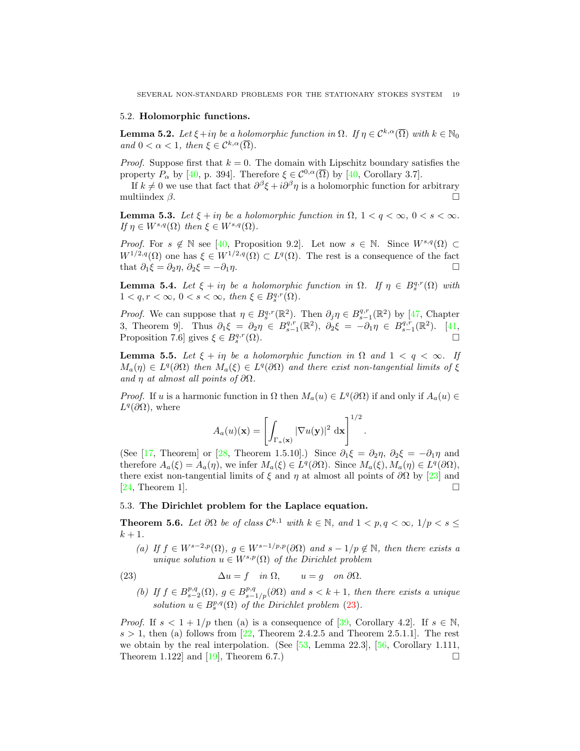### 5.2. **Holomorphic functions.**

**Lemma 5.2.** *Let $\xi + i\eta$ be a holomorphic function in $\Omega$. If $\eta \in \mathcal{C}^{k,\alpha}(\overline{\Omega})$ with $k \in \mathbb{N}_0$ and $0 < \alpha < 1$, then $\xi \in \mathcal{C}^{k,\alpha}(\overline{\Omega})$.*

*Proof.* Suppose first that $k = 0$. The domain with Lipschitz boundary satisfies the property $P_\alpha$ by [40, p. 394]. Therefore $\xi \in \mathcal{C}^{0,\alpha}(\overline{\Omega})$ by [40, Corollary 3.7].

If $k \neq 0$ we use that fact that $\partial^\beta \xi + i\partial^\beta \eta$ is a holomorphic function for arbitrary multiindex $\beta$. □

**Lemma 5.3.** *Let $\xi + i\eta$ be a holomorphic function in $\Omega$, $1 < q < \infty$, $0 < s < \infty$. If $\eta \in W^{s,q}(\Omega)$ then $\xi \in W^{s,q}(\Omega)$.*

*Proof.* For $s \notin \mathbb{N}$ see [40, Proposition 9.2]. Let now $s \in \mathbb{N}$. Since $W^{s,q}(\Omega) \subset W^{1/2,q}(\Omega)$ one has $\xi \in W^{1/2,q}(\Omega) \subset L^q(\Omega)$. The rest is a consequence of the fact that $\partial_1 \xi = \partial_2 \eta$, $\partial_2 \xi = -\partial_1 \eta$. □

**Lemma 5.4.** *Let $\xi + i\eta$ be a holomorphic function in $\Omega$. If $\eta \in B^{q,r}_s(\Omega)$ with $1 < q, r < \infty$, $0 < s < \infty$, then $\xi \in B^{q,r}_s(\Omega)$.*

*Proof.* We can suppose that $\eta \in B^{q,r}_s(\mathbb{R}^2)$. Then $\partial_j \eta \in B^{q,r}_{s-1}(\mathbb{R}^2)$ by [47, Chapter 3, Theorem 9]. Thus $\partial_1 \xi = \partial_2 \eta \in B^{q,r}_{s-1}(\mathbb{R}^2)$, $\partial_2 \xi = -\partial_1 \eta \in B^{q,r}_{s-1}(\mathbb{R}^2)$. [41, Proposition 7.6] gives $\xi \in B^{q,r}_s(\Omega)$. □

**Lemma 5.5.** *Let $\xi + i\eta$ be a holomorphic function in $\Omega$ and $1 < q < \infty$. If $M_a(\eta) \in L^q(\partial\Omega)$ then $M_a(\xi) \in L^q(\partial\Omega)$ and there exist non-tangential limits of $\xi$ and $\eta$ at almost all points of $\partial\Omega$.*

*Proof.* If $u$ is a harmonic function in $\Omega$ then $M_a(u) \in L^q(\partial\Omega)$ if and only if $A_a(u) \in L^q(\partial\Omega)$, where

$$A_a(u)(\mathbf{x}) = \left[ \int_{\Gamma_a(\mathbf{x})} |\nabla u(\mathbf{y})|^2 \, \mathrm{d}\mathbf{x} \right]^{1/2}.$$

(See [17, Theorem] or [28, Theorem 1.5.10].) Since $\partial_1 \xi = \partial_2 \eta$, $\partial_2 \xi = -\partial_1 \eta$ and therefore $A_a(\xi) = A_a(\eta)$, we infer $M_a(\xi) \in L^q(\partial\Omega)$. Since $M_a(\xi), M_a(\eta) \in L^q(\partial\Omega)$, there exist non-tangential limits of $\xi$ and $\eta$ at almost all points of $\partial\Omega$ by [23] and [24, Theorem 1]. □

### 5.3. **The Dirichlet problem for the Laplace equation.**

**Theorem 5.6.** *Let $\partial\Omega$ be of class $\mathcal{C}^{k,1}$ with $k \in \mathbb{N}$, and $1 < p, q < \infty$, $1/p < s \leq k + 1$.*

*(a) If $f \in W^{s-2,p}(\Omega)$, $g \in W^{s-1/p,p}(\partial\Omega)$ and $s - 1/p \notin \mathbb{N}$, then there exists a unique solution $u \in W^{s,p}(\Omega)$ of the Dirichlet problem*

$$\Delta u = f \quad \text{in } \Omega, \qquad u = g \quad \text{on } \partial\Omega. \tag{23}$$

*(b) If $f \in B^{p,q}_{s-2}(\Omega)$, $g \in B^{p,q}_{s-1/p}(\partial\Omega)$ and $s < k + 1$, then there exists a unique solution $u \in B^{p,q}_s(\Omega)$ of the Dirichlet problem (23).*

*Proof.* If $s < 1 + 1/p$ then (a) is a consequence of [39, Corollary 4.2]. If $s \in \mathbb{N}$, $s > 1$, then (a) follows from [22, Theorem 2.4.2.5 and Theorem 2.5.1.1]. The rest we obtain by the real interpolation. (See [53, Lemma 22.3], [56, Corollary 1.111, Theorem 1.122] and [19], Theorem 6.7.) □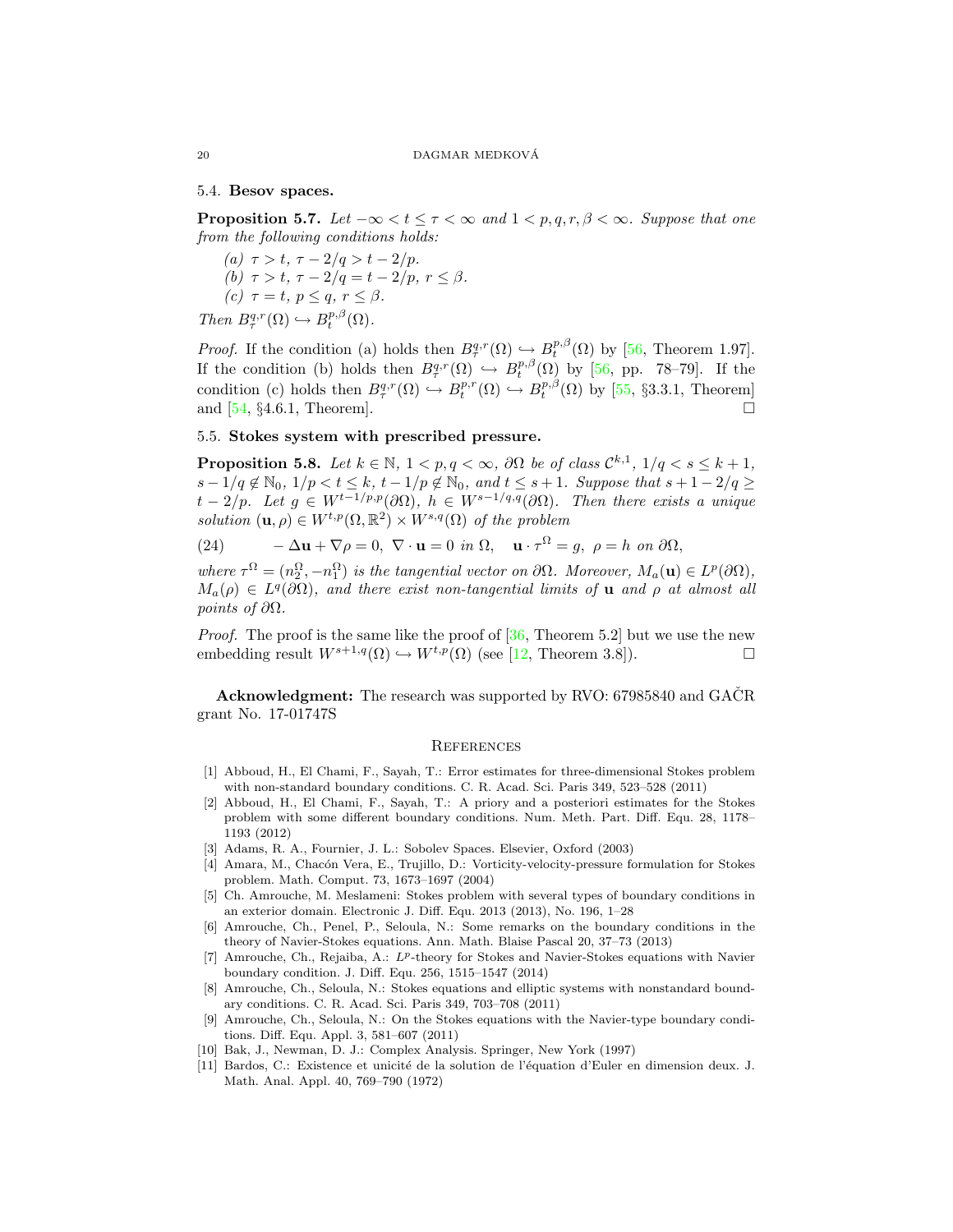### 5.4. Besov spaces.

**Proposition 5.7.** *Let $-\infty < t \le \tau < \infty$ and $1 < p, q, r, \beta < \infty$. Suppose that one from the following conditions holds:*

*(a) $\tau > t$, $\tau - 2/q > t - 2/p$.*
*(b) $\tau > t$, $\tau - 2/q = t - 2/p$, $r \le \beta$.*
*(c) $\tau = t$, $p \le q$, $r \le \beta$.*

*Then $B^{q,r}_\tau(\Omega) \hookrightarrow B^{p,\beta}_t(\Omega)$.*

*Proof.* If the condition (a) holds then $B^{q,r}_\tau(\Omega) \hookrightarrow B^{p,\beta}_t(\Omega)$ by [56, Theorem 1.97]. If the condition (b) holds then $B^{q,r}_\tau(\Omega) \hookrightarrow B^{p,\beta}_t(\partial\Omega)$ by [56, pp. 78–79]. If the condition (c) holds then $B^{q,r}_\tau(\Omega) \hookrightarrow B^{p,r}_t(\Omega) \hookrightarrow B^{p,\beta}_t(\Omega)$ by [55, §3.3.1, Theorem] and [54, §4.6.1, Theorem]. □

### 5.5. Stokes system with prescribed pressure.

**Proposition 5.8.** *Let $k \in \mathbb{N}$, $1 < p, q < \infty$, $\partial\Omega$ be of class $\mathcal{C}^{k,1}$, $1/q < s \le k+1$, $s - 1/q \notin \mathbb{N}_0$, $1/p < t \le k$, $t - 1/p \notin \mathbb{N}_0$, and $t \le s+1$. Suppose that $s + 1 - 2/q \ge t - 2/p$. Let $g \in W^{t-1/p,p}(\partial\Omega)$, $h \in W^{s-1/q,q}(\partial\Omega)$. Then there exists a unique solution $(\mathbf{u}, \rho) \in W^{t,p}(\Omega, \mathbb{R}^2) \times W^{s,q}(\Omega)$ of the problem*

$$-\Delta \mathbf{u} + \nabla \rho = 0,\ \nabla \cdot \mathbf{u} = 0 \text{ in } \Omega, \quad \mathbf{u} \cdot \tau^\Omega = g,\ \rho = h \text{ on } \partial\Omega, \tag{24}$$

*where $\tau^\Omega = (n_2^\Omega, -n_1^\Omega)$ is the tangential vector on $\partial\Omega$. Moreover, $M_a(\mathbf{u}) \in L^p(\partial\Omega)$, $M_a(\rho) \in L^q(\partial\Omega)$, and there exist non-tangential limits of $\mathbf{u}$ and $\rho$ at almost all points of $\partial\Omega$.*

*Proof.* The proof is the same like the proof of [36, Theorem 5.2] but we use the new embedding result $W^{s+1,q}(\Omega) \hookrightarrow W^{t,p}(\Omega)$ (see [12, Theorem 3.8]). □

**Acknowledgment:** The research was supported by RVO: 67985840 and GAČR grant No. 17-01747S

## References

[1] Abboud, H., El Chami, F., Sayah, T.: Error estimates for three-dimensional Stokes problem with non-standard boundary conditions. C. R. Acad. Sci. Paris 349, 523–528 (2011)

[2] Abboud, H., El Chami, F., Sayah, T.: A priory and a posteriori estimates for the Stokes problem with some different boundary conditions. Num. Meth. Part. Diff. Equ. 28, 1178–1193 (2012)

[3] Adams, R. A., Fournier, J. L.: Sobolev Spaces. Elsevier, Oxford (2003)

[4] Amara, M., Chacón Vera, E., Trujillo, D.: Vorticity-velocity-pressure formulation for Stokes problem. Math. Comput. 73, 1673–1697 (2004)

[5] Ch. Amrouche, M. Meslameni: Stokes problem with several types of boundary conditions in an exterior domain. Electronic J. Diff. Equ. 2013 (2013), No. 196, 1–28

[6] Amrouche, Ch., Penel, P., Seloula, N.: Some remarks on the boundary conditions in the theory of Navier-Stokes equations. Ann. Math. Blaise Pascal 20, 37–73 (2013)

[7] Amrouche, Ch., Rejaiba, A.: $L^p$-theory for Stokes and Navier-Stokes equations with Navier boundary condition. J. Diff. Equ. 256, 1515–1547 (2014)

[8] Amrouche, Ch., Seloula, N.: Stokes equations and elliptic systems with nonstandard boundary conditions. C. R. Acad. Sci. Paris 349, 703–708 (2011)

[9] Amrouche, Ch., Seloula, N.: On the Stokes equations with the Navier-type boundary conditions. Diff. Equ. Appl. 3, 581–607 (2011)

[10] Bak, J., Newman, D. J.: Complex Analysis. Springer, New York (1997)

[11] Bardos, C.: Existence et unicité de la solution de l'équation d'Euler en dimension deux. J. Math. Anal. Appl. 40, 769–790 (1972)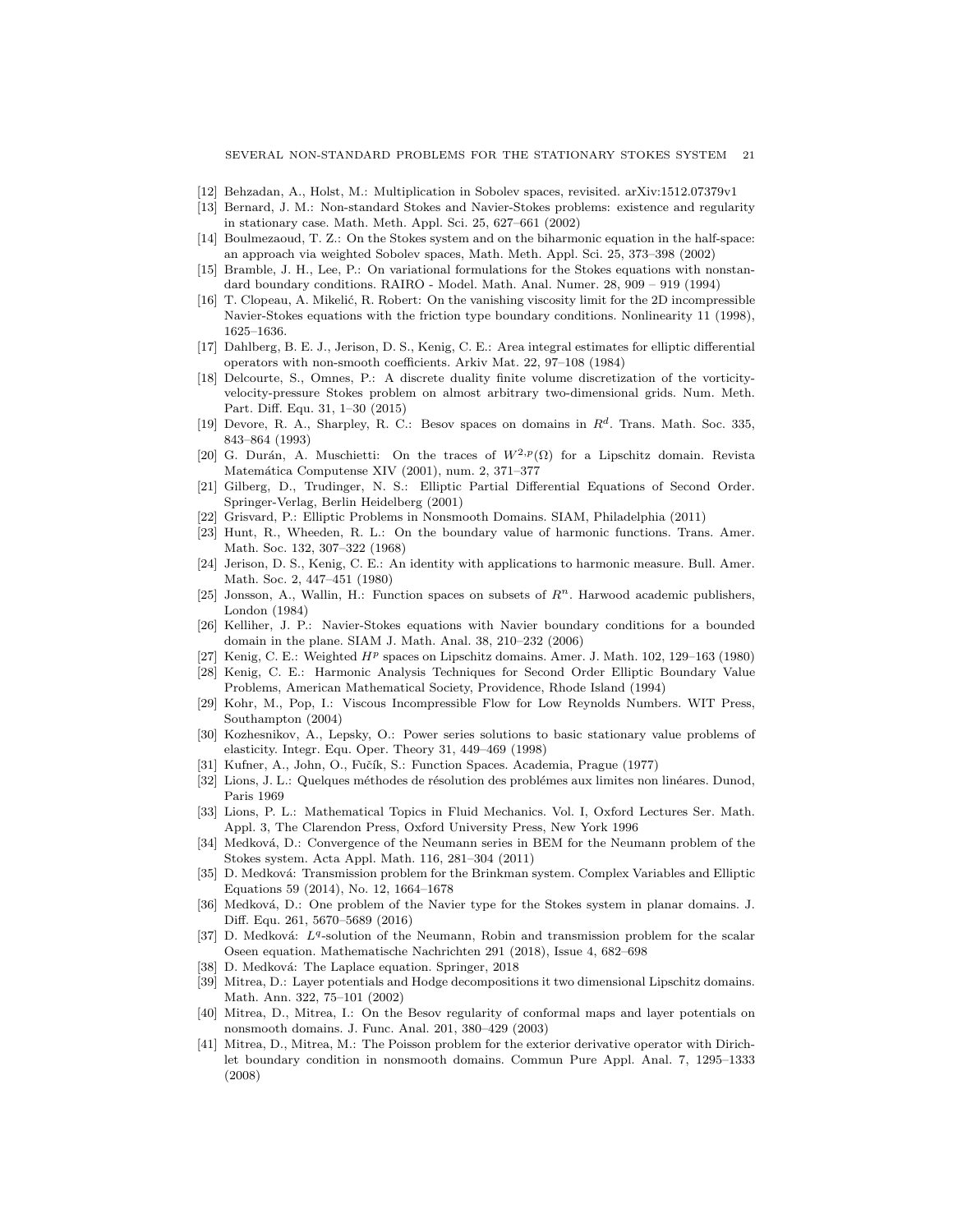[12] Behzadan, A., Holst, M.: Multiplication in Sobolev spaces, revisited. arXiv:1512.07379v1

[13] Bernard, J. M.: Non-standard Stokes and Navier-Stokes problems: existence and regularity in stationary case. Math. Meth. Appl. Sci. 25, 627–661 (2002)

[14] Boulmezaoud, T. Z.: On the Stokes system and on the biharmonic equation in the half-space: an approach via weighted Sobolev spaces, Math. Meth. Appl. Sci. 25, 373–398 (2002)

[15] Bramble, J. H., Lee, P.: On variational formulations for the Stokes equations with nonstandard boundary conditions. RAIRO - Model. Math. Anal. Numer. 28, 909 – 919 (1994)

[16] T. Clopeau, A. Mikelić, R. Robert: On the vanishing viscosity limit for the 2D incompressible Navier-Stokes equations with the friction type boundary conditions. Nonlinearity 11 (1998), 1625–1636.

[17] Dahlberg, B. E. J., Jerison, D. S., Kenig, C. E.: Area integral estimates for elliptic differential operators with non-smooth coefficients. Arkiv Mat. 22, 97–108 (1984)

[18] Delcourte, S., Omnes, P.: A discrete duality finite volume discretization of the vorticity-velocity-pressure Stokes problem on almost arbitrary two-dimensional grids. Num. Meth. Part. Diff. Equ. 31, 1–30 (2015)

[19] Devore, R. A., Sharpley, R. C.: Besov spaces on domains in $R^d$. Trans. Math. Soc. 335, 843–864 (1993)

[20] G. Durán, A. Muschietti: On the traces of $W^{2,p}(\Omega)$ for a Lipschitz domain. Revista Matemática Computense XIV (2001), num. 2, 371–377

[21] Gilberg, D., Trudinger, N. S.: Elliptic Partial Differential Equations of Second Order. Springer-Verlag, Berlin Heidelberg (2001)

[22] Grisvard, P.: Elliptic Problems in Nonsmooth Domains. SIAM, Philadelphia (2011)

[23] Hunt, R., Wheeden, R. L.: On the boundary value of harmonic functions. Trans. Amer. Math. Soc. 132, 307–322 (1968)

[24] Jerison, D. S., Kenig, C. E.: An identity with applications to harmonic measure. Bull. Amer. Math. Soc. 2, 447–451 (1980)

[25] Jonsson, A., Wallin, H.: Function spaces on subsets of $R^n$. Harwood academic publishers, London (1984)

[26] Kelliher, J. P.: Navier-Stokes equations with Navier boundary conditions for a bounded domain in the plane. SIAM J. Math. Anal. 38, 210–232 (2006)

[27] Kenig, C. E.: Weighted $H^p$ spaces on Lipschitz domains. Amer. J. Math. 102, 129–163 (1980)

[28] Kenig, C. E.: Harmonic Analysis Techniques for Second Order Elliptic Boundary Value Problems, American Mathematical Society, Providence, Rhode Island (1994)

[29] Kohr, M., Pop, I.: Viscous Incompressible Flow for Low Reynolds Numbers. WIT Press, Southampton (2004)

[30] Kozhesnikov, A., Lepsky, O.: Power series solutions to basic stationary value problems of elasticity. Integr. Equ. Oper. Theory 31, 449–469 (1998)

[31] Kufner, A., John, O., Fučík, S.: Function Spaces. Academia, Prague (1977)

[32] Lions, J. L.: Quelques méthodes de résolution des problémes aux limites non linéares. Dunod, Paris 1969

[33] Lions, P. L.: Mathematical Topics in Fluid Mechanics. Vol. I, Oxford Lectures Ser. Math. Appl. 3, The Clarendon Press, Oxford University Press, New York 1996

[34] Medková, D.: Convergence of the Neumann series in BEM for the Neumann problem of the Stokes system. Acta Appl. Math. 116, 281–304 (2011)

[35] D. Medková: Transmission problem for the Brinkman system. Complex Variables and Elliptic Equations 59 (2014), No. 12, 1664–1678

[36] Medková, D.: One problem of the Navier type for the Stokes system in planar domains. J. Diff. Equ. 261, 5670–5689 (2016)

[37] D. Medková: $L^q$-solution of the Neumann, Robin and transmission problem for the scalar Oseen equation. Mathematische Nachrichten 291 (2018), Issue 4, 682–698

[38] D. Medková: The Laplace equation. Springer, 2018

[39] Mitrea, D.: Layer potentials and Hodge decompositions it two dimensional Lipschitz domains. Math. Ann. 322, 75–101 (2002)

[40] Mitrea, D., Mitrea, I.: On the Besov regularity of conformal maps and layer potentials on nonsmooth domains. J. Func. Anal. 201, 380–429 (2003)

[41] Mitrea, D., Mitrea, M.: The Poisson problem for the exterior derivative operator with Dirichlet boundary condition in nonsmooth domains. Commun Pure Appl. Anal. 7, 1295–1333 (2008)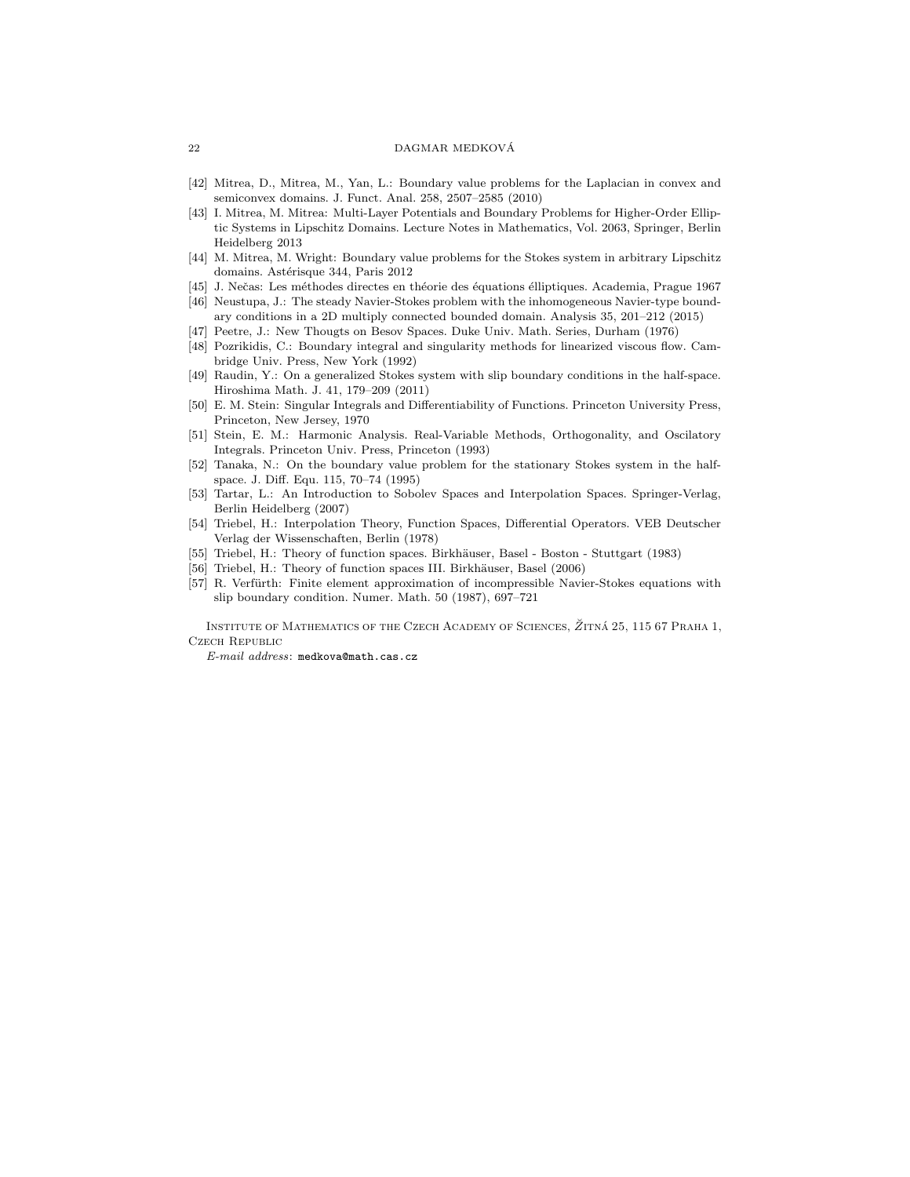[42] Mitrea, D., Mitrea, M., Yan, L.: Boundary value problems for the Laplacian in convex and semiconvex domains. J. Funct. Anal. 258, 2507–2585 (2010)

[43] I. Mitrea, M. Mitrea: Multi-Layer Potentials and Boundary Problems for Higher-Order Elliptic Systems in Lipschitz Domains. Lecture Notes in Mathematics, Vol. 2063, Springer, Berlin Heidelberg 2013

[44] M. Mitrea, M. Wright: Boundary value problems for the Stokes system in arbitrary Lipschitz domains. Astérisque 344, Paris 2012

[45] J. Nečas: Les méthodes directes en théorie des équations élliptiques. Academia, Prague 1967

[46] Neustupa, J.: The steady Navier-Stokes problem with the inhomogeneous Navier-type boundary conditions in a 2D multiply connected bounded domain. Analysis 35, 201–212 (2015)

[47] Peetre, J.: New Thougts on Besov Spaces. Duke Univ. Math. Series, Durham (1976)

[48] Pozrikidis, C.: Boundary integral and singularity methods for linearized viscous flow. Cambridge Univ. Press, New York (1992)

[49] Raudin, Y.: On a generalized Stokes system with slip boundary conditions in the half-space. Hiroshima Math. J. 41, 179–209 (2011)

[50] E. M. Stein: Singular Integrals and Differentiability of Functions. Princeton University Press, Princeton, New Jersey, 1970

[51] Stein, E. M.: Harmonic Analysis. Real-Variable Methods, Orthogonality, and Oscilatory Integrals. Princeton Univ. Press, Princeton (1993)

[52] Tanaka, N.: On the boundary value problem for the stationary Stokes system in the half-space. J. Diff. Equ. 115, 70–74 (1995)

[53] Tartar, L.: An Introduction to Sobolev Spaces and Interpolation Spaces. Springer-Verlag, Berlin Heidelberg (2007)

[54] Triebel, H.: Interpolation Theory, Function Spaces, Differential Operators. VEB Deutscher Verlag der Wissenschaften, Berlin (1978)

[55] Triebel, H.: Theory of function spaces. Birkhäuser, Basel - Boston - Stuttgart (1983)

[56] Triebel, H.: Theory of function spaces III. Birkhäuser, Basel (2006)

[57] R. Verfürth: Finite element approximation of incompressible Navier-Stokes equations with slip boundary condition. Numer. Math. 50 (1987), 697–721

Institute of Mathematics of the Czech Academy of Sciences, Žitná 25, 115 67 Praha 1, Czech Republic

*E-mail address*: medkova@math.cas.cz